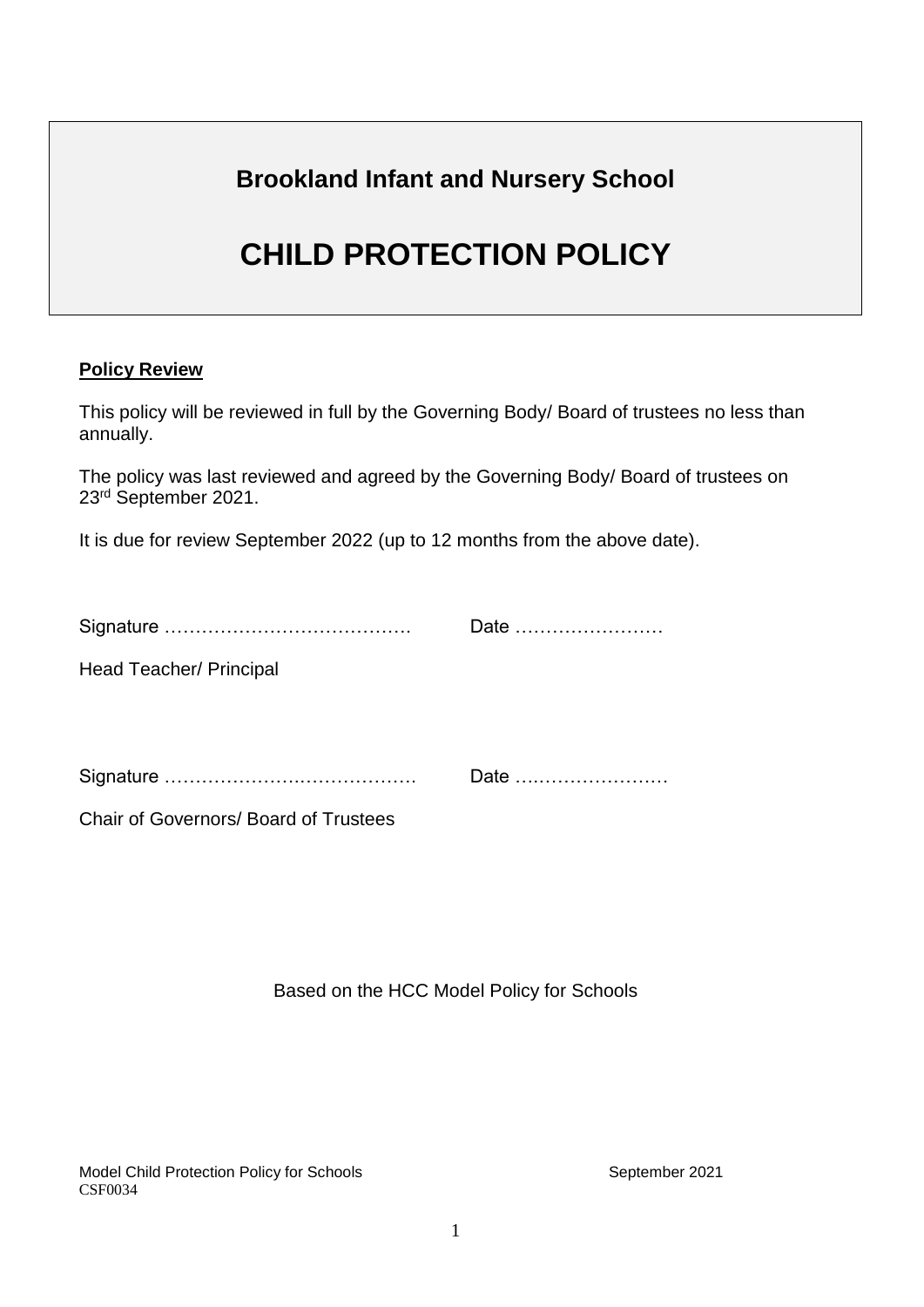# Brookland Infant and Nursery School

# CHILD PROTECTION POLICY

**Policy Review**

This policy will be reviewed in full by the Governing Body/ Board of trustees no less than annually.

The policy was last reviewed and agreed by the Governing Body/ Board of trustees on 23rd September 2021.

It is due for review September 2022 (up to 12 months from the above date).

Signature …………………………………. Date ……………………

Head Teacher/ Principal

Signature …………………….…………….. Date …..………………….

Chair of Governors/ Board of Trustees

Based on the HCC Model Policy for Schools

Model Child Protection Policy for Schools September 2021
CSF0034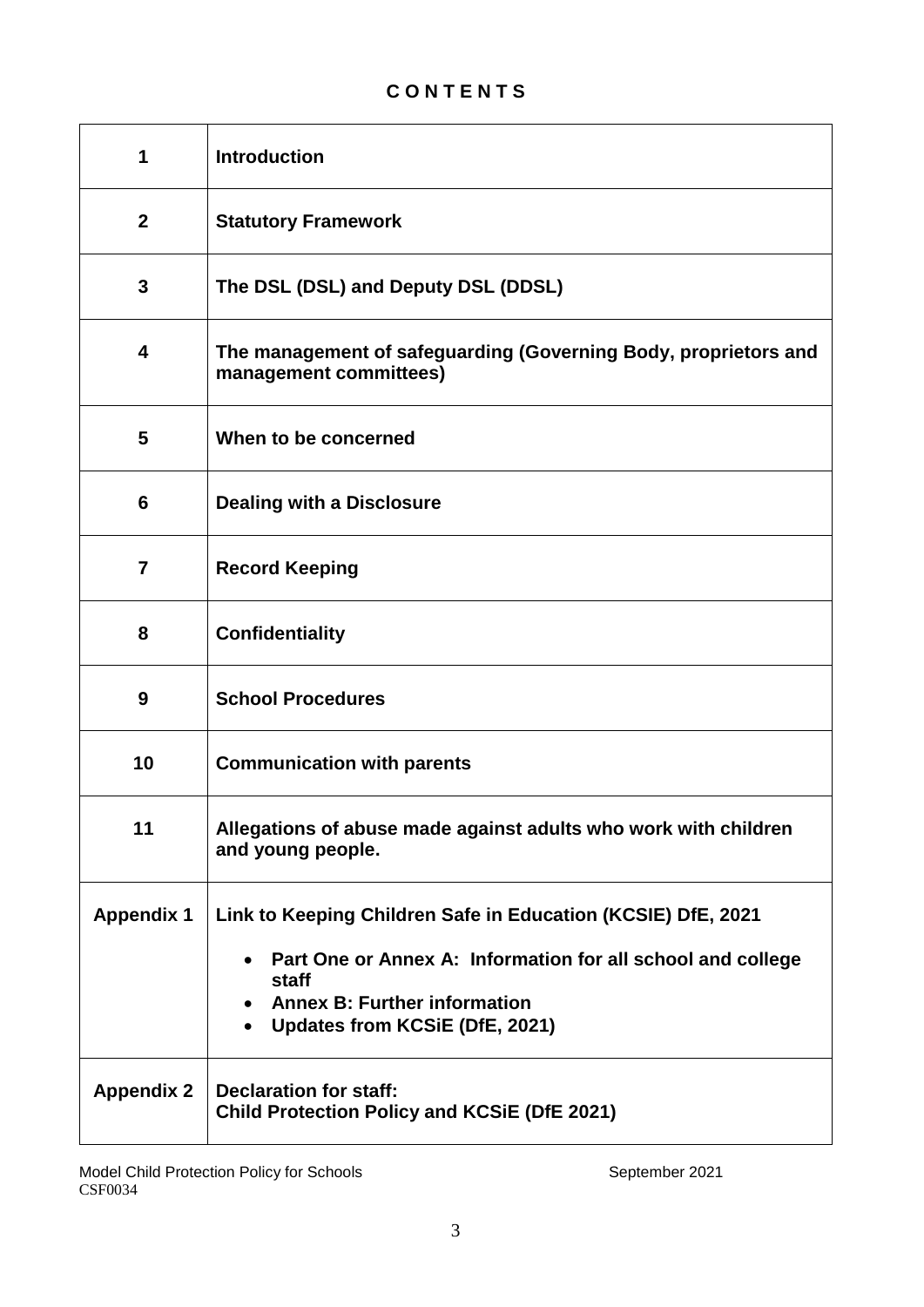# C O N T E N T S

| | |
|---|---|
| **1** | **Introduction** |
| **2** | **Statutory Framework** |
| **3** | **The DSL (DSL) and Deputy DSL (DDSL)** |
| **4** | **The management of safeguarding (Governing Body, proprietors and management committees)** |
| **5** | **When to be concerned** |
| **6** | **Dealing with a Disclosure** |
| **7** | **Record Keeping** |
| **8** | **Confidentiality** |
| **9** | **School Procedures** |
| **10** | **Communication with parents** |
| **11** | **Allegations of abuse made against adults who work with children and young people.** |
| **Appendix 1** | **Link to Keeping Children Safe in Education (KCSIE) DfE, 2021**<br>• **Part One or Annex A: Information for all school and college staff**<br>• **Annex B: Further information**<br>• **Updates from KCSiE (DfE, 2021)** |
| **Appendix 2** | **Declaration for staff:**<br>**Child Protection Policy and KCSiE (DfE 2021)** |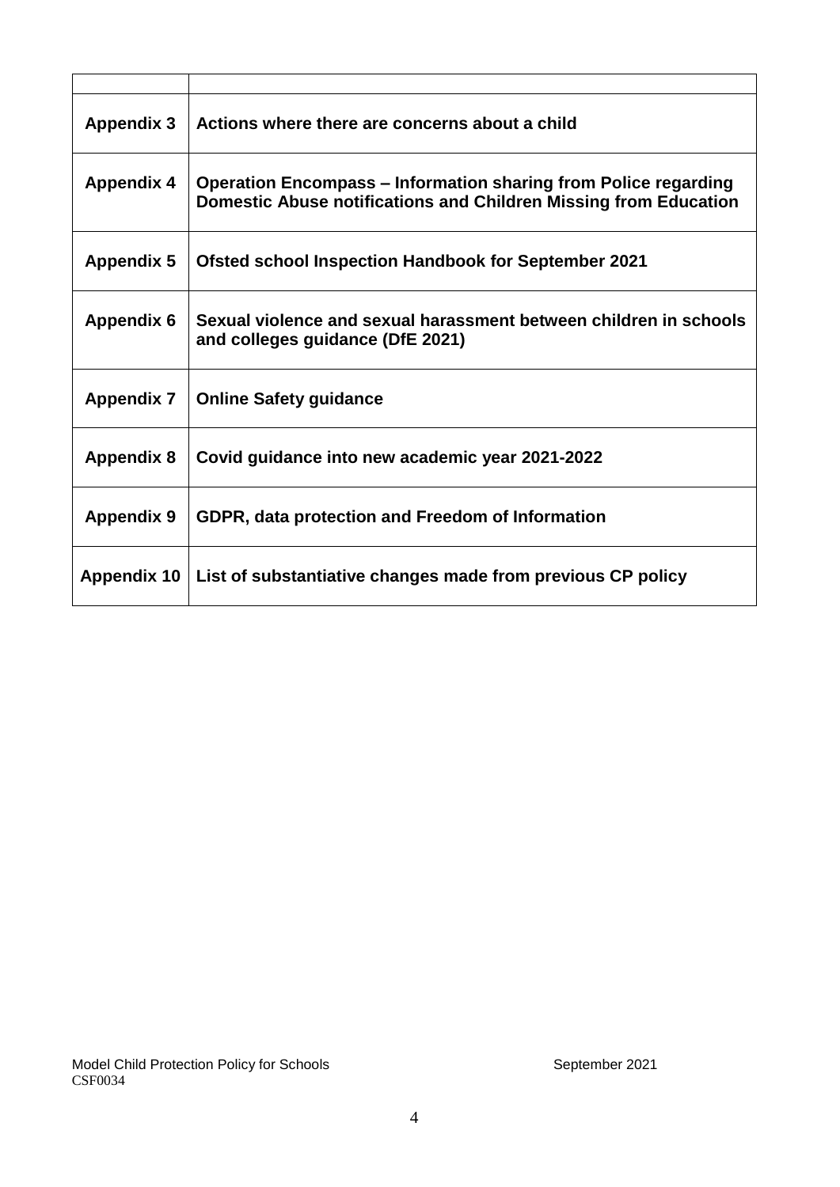| | |
|---|---|
| **Appendix 3** | **Actions where there are concerns about a child** |
| **Appendix 4** | **Operation Encompass – Information sharing from Police regarding Domestic Abuse notifications and Children Missing from Education** |
| **Appendix 5** | **Ofsted school Inspection Handbook for September 2021** |
| **Appendix 6** | **Sexual violence and sexual harassment between children in schools and colleges guidance (DfE 2021)** |
| **Appendix 7** | **Online Safety guidance** |
| **Appendix 8** | **Covid guidance into new academic year 2021-2022** |
| **Appendix 9** | **GDPR, data protection and Freedom of Information** |
| **Appendix 10** | **List of substantiative changes made from previous CP policy** |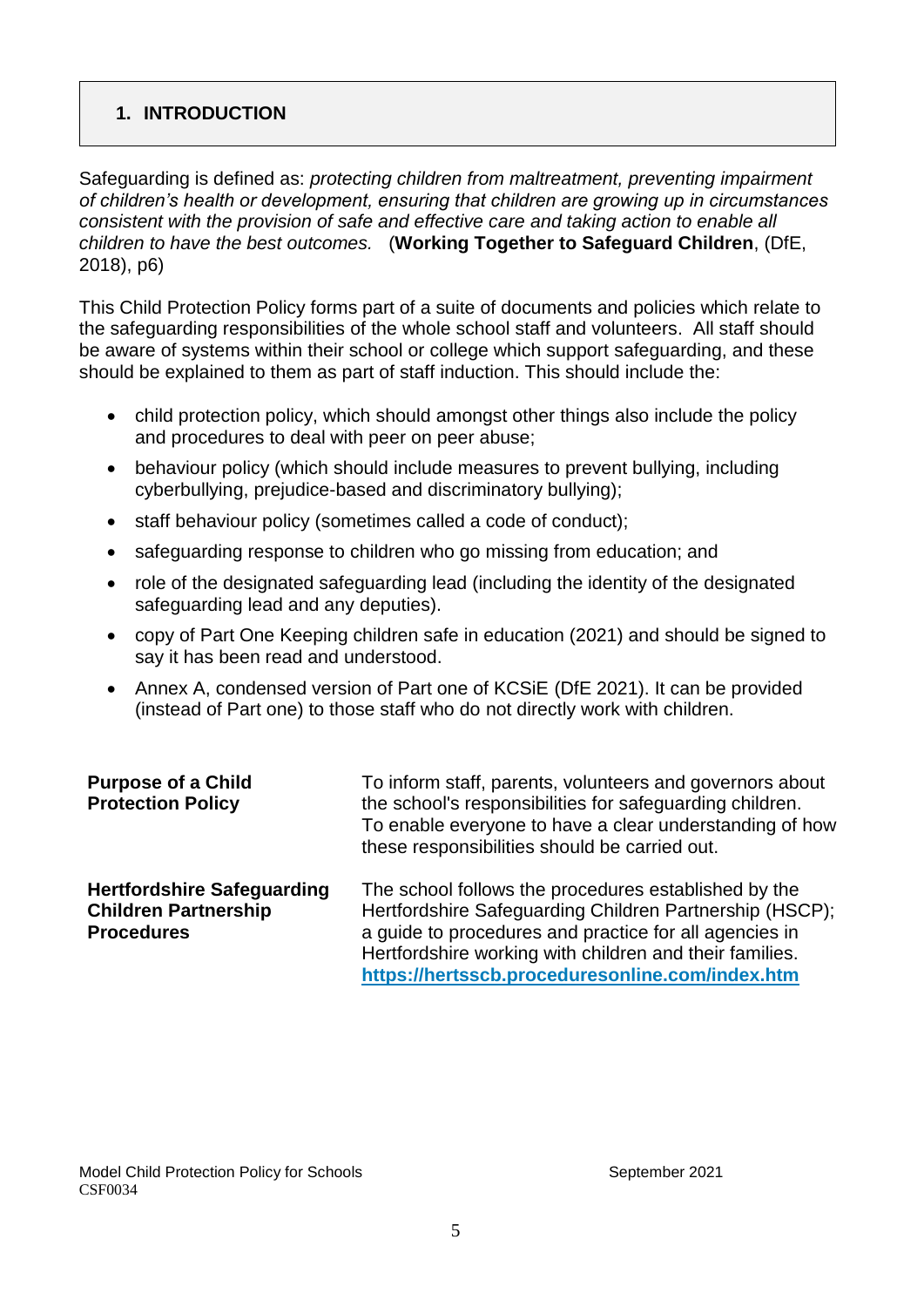## 1. INTRODUCTION

Safeguarding is defined as: *protecting children from maltreatment, preventing impairment of children's health or development, ensuring that children are growing up in circumstances consistent with the provision of safe and effective care and taking action to enable all children to have the best outcomes.* (**Working Together to Safeguard Children**, (DfE, 2018), p6)

This Child Protection Policy forms part of a suite of documents and policies which relate to the safeguarding responsibilities of the whole school staff and volunteers. All staff should be aware of systems within their school or college which support safeguarding, and these should be explained to them as part of staff induction. This should include the:

- child protection policy, which should amongst other things also include the policy and procedures to deal with peer on peer abuse;
- behaviour policy (which should include measures to prevent bullying, including cyberbullying, prejudice-based and discriminatory bullying);
- staff behaviour policy (sometimes called a code of conduct);
- safeguarding response to children who go missing from education; and
- role of the designated safeguarding lead (including the identity of the designated safeguarding lead and any deputies).
- copy of Part One Keeping children safe in education (2021) and should be signed to say it has been read and understood.
- Annex A, condensed version of Part one of KCSiE (DfE 2021). It can be provided (instead of Part one) to those staff who do not directly work with children.

| | |
|---|---|
| **Purpose of a Child Protection Policy** | To inform staff, parents, volunteers and governors about the school's responsibilities for safeguarding children. To enable everyone to have a clear understanding of how these responsibilities should be carried out. |
| **Hertfordshire Safeguarding Children Partnership Procedures** | The school follows the procedures established by the Hertfordshire Safeguarding Children Partnership (HSCP); a guide to procedures and practice for all agencies in Hertfordshire working with children and their families. **https://hertsscb.proceduresonline.com/index.htm** |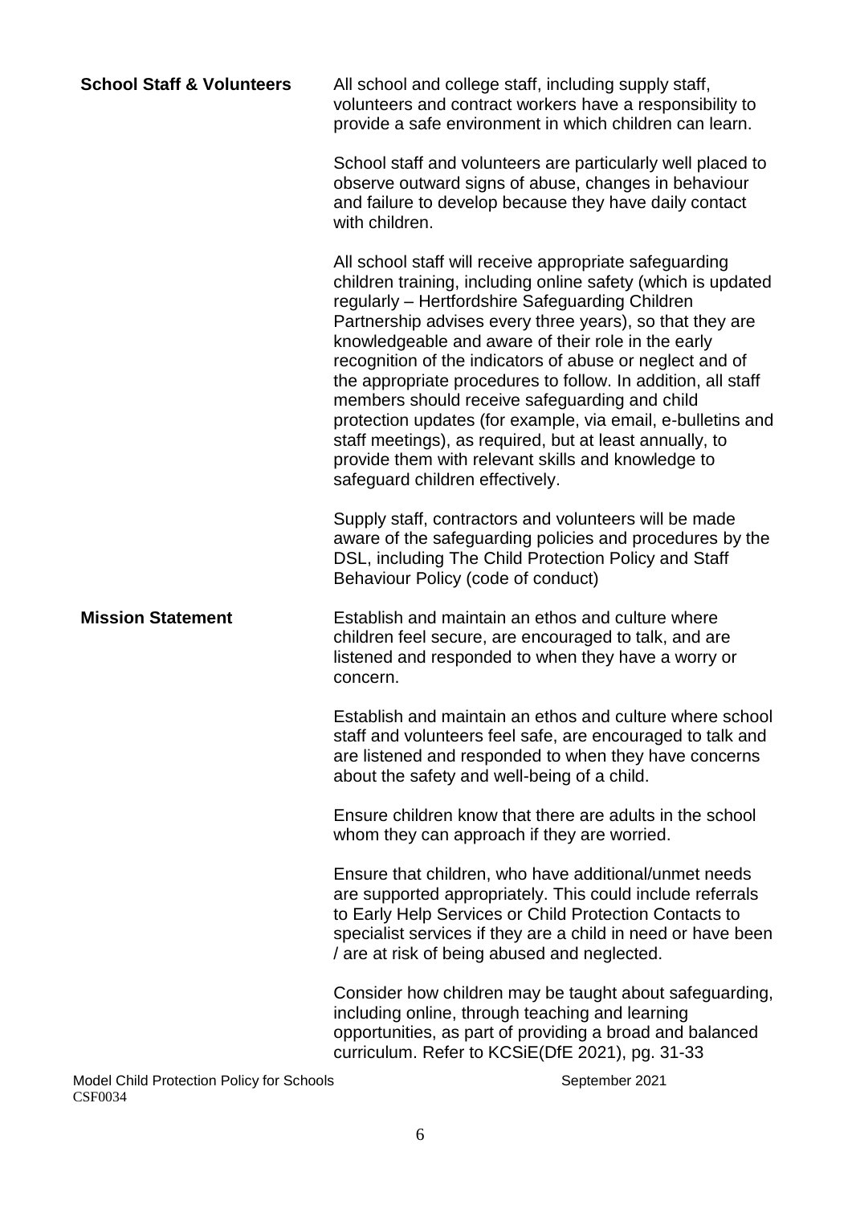**School Staff & Volunteers**

All school and college staff, including supply staff, volunteers and contract workers have a responsibility to provide a safe environment in which children can learn.

School staff and volunteers are particularly well placed to observe outward signs of abuse, changes in behaviour and failure to develop because they have daily contact with children.

All school staff will receive appropriate safeguarding children training, including online safety (which is updated regularly – Hertfordshire Safeguarding Children Partnership advises every three years), so that they are knowledgeable and aware of their role in the early recognition of the indicators of abuse or neglect and of the appropriate procedures to follow. In addition, all staff members should receive safeguarding and child protection updates (for example, via email, e-bulletins and staff meetings), as required, but at least annually, to provide them with relevant skills and knowledge to safeguard children effectively.

Supply staff, contractors and volunteers will be made aware of the safeguarding policies and procedures by the DSL, including The Child Protection Policy and Staff Behaviour Policy (code of conduct)

**Mission Statement**

Establish and maintain an ethos and culture where children feel secure, are encouraged to talk, and are listened and responded to when they have a worry or concern.

Establish and maintain an ethos and culture where school staff and volunteers feel safe, are encouraged to talk and are listened and responded to when they have concerns about the safety and well-being of a child.

Ensure children know that there are adults in the school whom they can approach if they are worried.

Ensure that children, who have additional/unmet needs are supported appropriately. This could include referrals to Early Help Services or Child Protection Contacts to specialist services if they are a child in need or have been / are at risk of being abused and neglected.

Consider how children may be taught about safeguarding, including online, through teaching and learning opportunities, as part of providing a broad and balanced curriculum. Refer to KCSiE(DfE 2021), pg. 31-33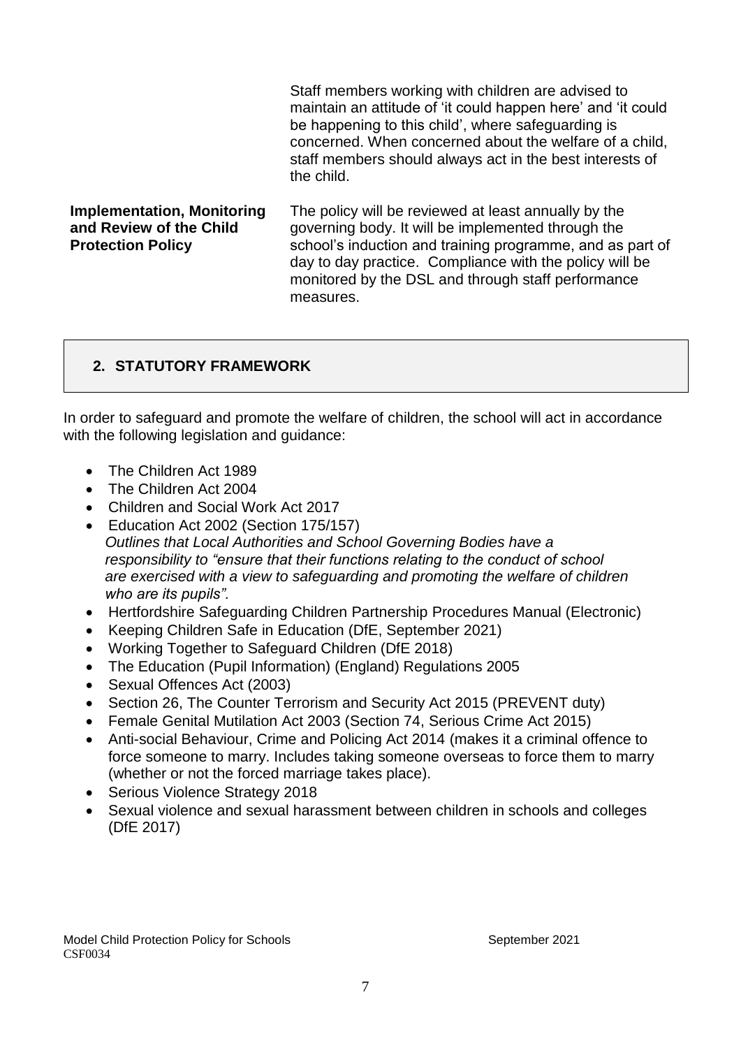| | |
|---|---|
| | Staff members working with children are advised to maintain an attitude of 'it could happen here' and 'it could be happening to this child', where safeguarding is concerned. When concerned about the welfare of a child, staff members should always act in the best interests of the child. |
| **Implementation, Monitoring and Review of the Child Protection Policy** | The policy will be reviewed at least annually by the governing body. It will be implemented through the school's induction and training programme, and as part of day to day practice. Compliance with the policy will be monitored by the DSL and through staff performance measures. |

## 2. STATUTORY FRAMEWORK

In order to safeguard and promote the welfare of children, the school will act in accordance with the following legislation and guidance:

- The Children Act 1989
- The Children Act 2004
- Children and Social Work Act 2017
- Education Act 2002 (Section 175/157)
  *Outlines that Local Authorities and School Governing Bodies have a responsibility to "ensure that their functions relating to the conduct of school are exercised with a view to safeguarding and promoting the welfare of children who are its pupils".*
- Hertfordshire Safeguarding Children Partnership Procedures Manual (Electronic)
- Keeping Children Safe in Education (DfE, September 2021)
- Working Together to Safeguard Children (DfE 2018)
- The Education (Pupil Information) (England) Regulations 2005
- Sexual Offences Act (2003)
- Section 26, The Counter Terrorism and Security Act 2015 (PREVENT duty)
- Female Genital Mutilation Act 2003 (Section 74, Serious Crime Act 2015)
- Anti-social Behaviour, Crime and Policing Act 2014 (makes it a criminal offence to force someone to marry. Includes taking someone overseas to force them to marry (whether or not the forced marriage takes place).
- Serious Violence Strategy 2018
- Sexual violence and sexual harassment between children in schools and colleges (DfE 2017)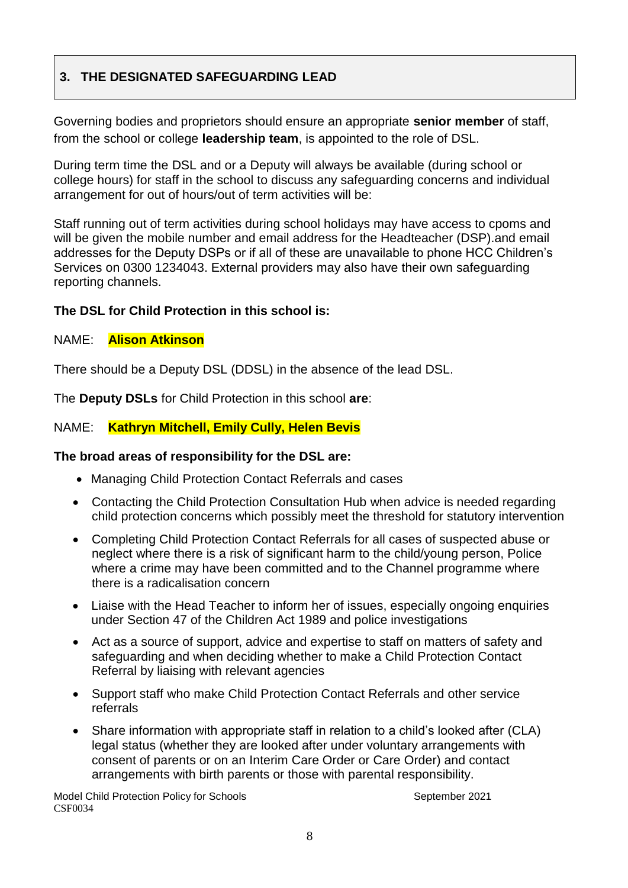## 3. THE DESIGNATED SAFEGUARDING LEAD

Governing bodies and proprietors should ensure an appropriate **senior member** of staff, from the school or college **leadership team**, is appointed to the role of DSL.

During term time the DSL and or a Deputy will always be available (during school or college hours) for staff in the school to discuss any safeguarding concerns and individual arrangement for out of hours/out of term activities will be:

Staff running out of term activities during school holidays may have access to cpoms and will be given the mobile number and email address for the Headteacher (DSP).and email addresses for the Deputy DSPs or if all of these are unavailable to phone HCC Children's Services on 0300 1234043. External providers may also have their own safeguarding reporting channels.

**The DSL for Child Protection in this school is:**

NAME: **Alison Atkinson**

There should be a Deputy DSL (DDSL) in the absence of the lead DSL.

The **Deputy DSLs** for Child Protection in this school **are**:

NAME: **Kathryn Mitchell, Emily Cully, Helen Bevis**

**The broad areas of responsibility for the DSL are:**

- Managing Child Protection Contact Referrals and cases
- Contacting the Child Protection Consultation Hub when advice is needed regarding child protection concerns which possibly meet the threshold for statutory intervention
- Completing Child Protection Contact Referrals for all cases of suspected abuse or neglect where there is a risk of significant harm to the child/young person, Police where a crime may have been committed and to the Channel programme where there is a radicalisation concern
- Liaise with the Head Teacher to inform her of issues, especially ongoing enquiries under Section 47 of the Children Act 1989 and police investigations
- Act as a source of support, advice and expertise to staff on matters of safety and safeguarding and when deciding whether to make a Child Protection Contact Referral by liaising with relevant agencies
- Support staff who make Child Protection Contact Referrals and other service referrals
- Share information with appropriate staff in relation to a child's looked after (CLA) legal status (whether they are looked after under voluntary arrangements with consent of parents or on an Interim Care Order or Care Order) and contact arrangements with birth parents or those with parental responsibility.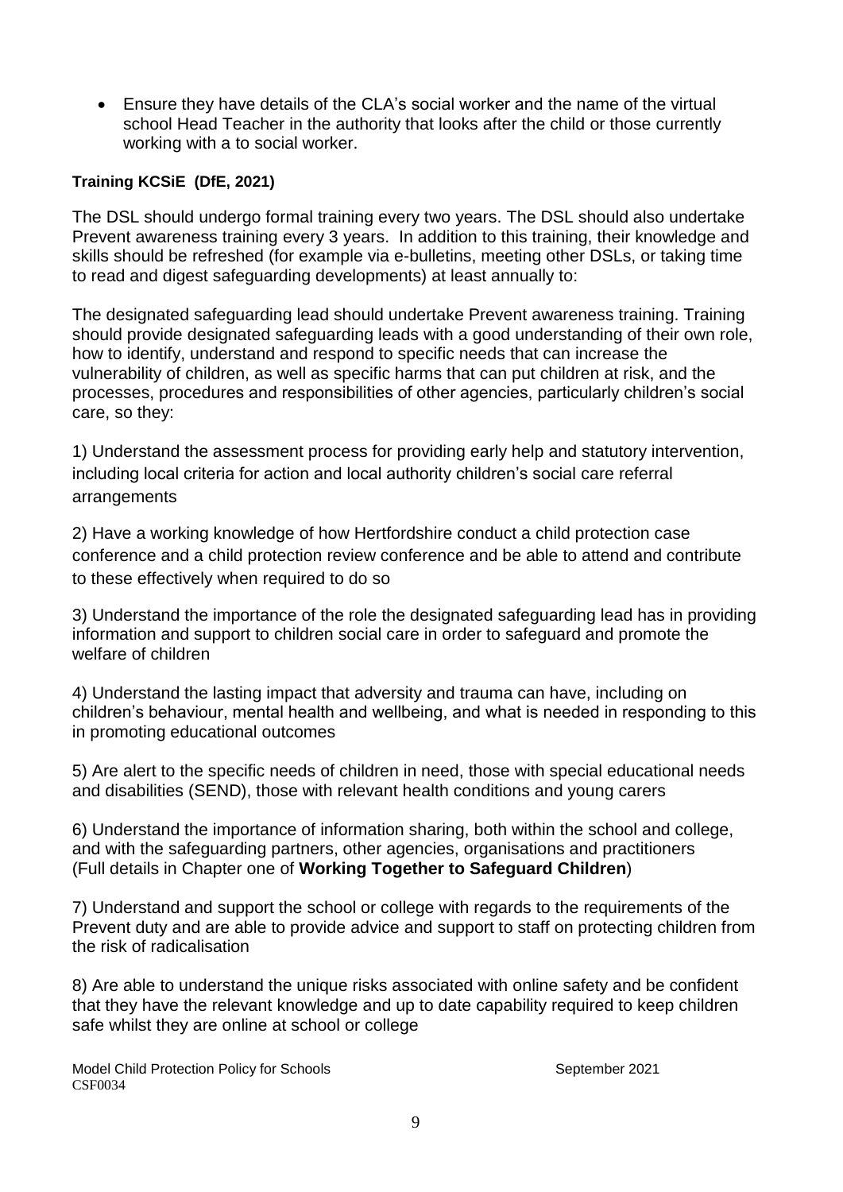- Ensure they have details of the CLA's social worker and the name of the virtual school Head Teacher in the authority that looks after the child or those currently working with a to social worker.

**Training KCSiE (DfE, 2021)**

The DSL should undergo formal training every two years. The DSL should also undertake Prevent awareness training every 3 years. In addition to this training, their knowledge and skills should be refreshed (for example via e-bulletins, meeting other DSLs, or taking time to read and digest safeguarding developments) at least annually to:

The designated safeguarding lead should undertake Prevent awareness training. Training should provide designated safeguarding leads with a good understanding of their own role, how to identify, understand and respond to specific needs that can increase the vulnerability of children, as well as specific harms that can put children at risk, and the processes, procedures and responsibilities of other agencies, particularly children's social care, so they:

1) Understand the assessment process for providing early help and statutory intervention, including local criteria for action and local authority children's social care referral arrangements

2) Have a working knowledge of how Hertfordshire conduct a child protection case conference and a child protection review conference and be able to attend and contribute to these effectively when required to do so

3) Understand the importance of the role the designated safeguarding lead has in providing information and support to children social care in order to safeguard and promote the welfare of children

4) Understand the lasting impact that adversity and trauma can have, including on children's behaviour, mental health and wellbeing, and what is needed in responding to this in promoting educational outcomes

5) Are alert to the specific needs of children in need, those with special educational needs and disabilities (SEND), those with relevant health conditions and young carers

6) Understand the importance of information sharing, both within the school and college, and with the safeguarding partners, other agencies, organisations and practitioners (Full details in Chapter one of **Working Together to Safeguard Children**)

7) Understand and support the school or college with regards to the requirements of the Prevent duty and are able to provide advice and support to staff on protecting children from the risk of radicalisation

8) Are able to understand the unique risks associated with online safety and be confident that they have the relevant knowledge and up to date capability required to keep children safe whilst they are online at school or college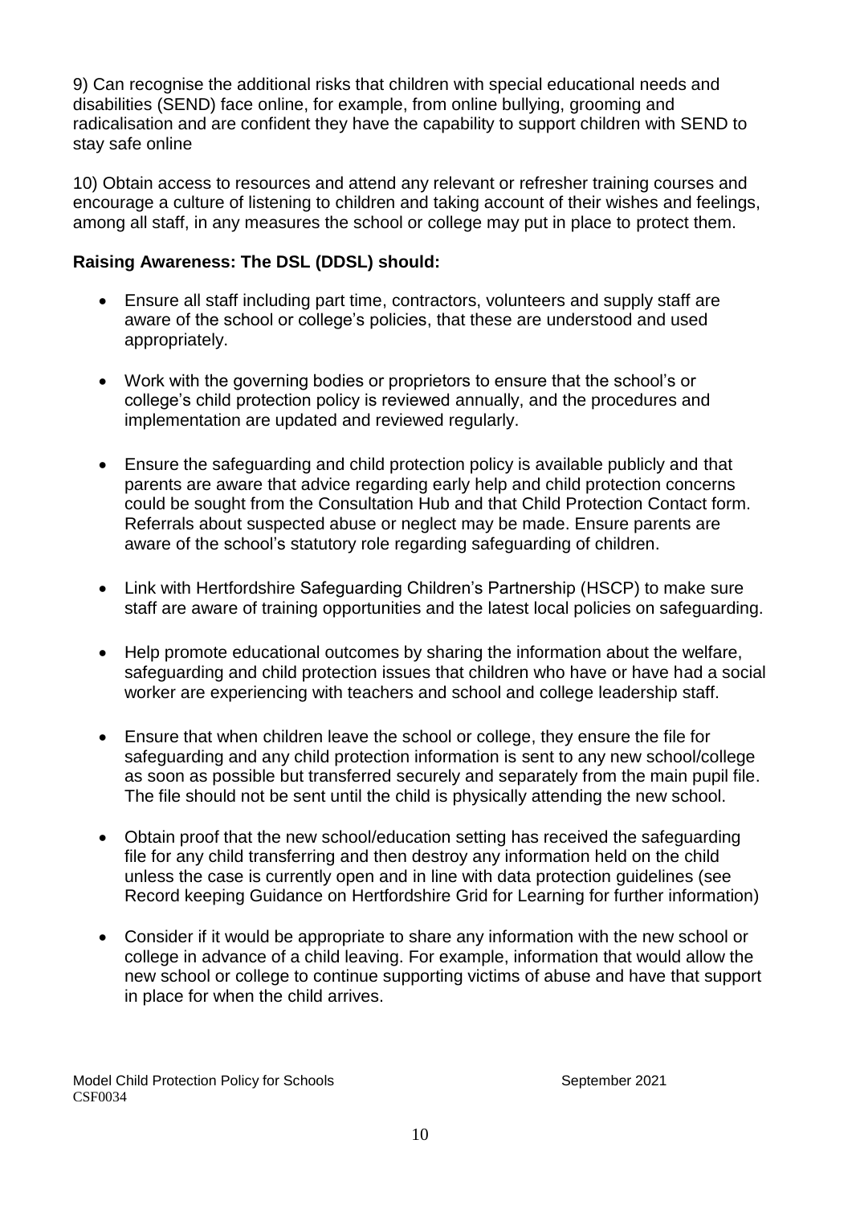9) Can recognise the additional risks that children with special educational needs and disabilities (SEND) face online, for example, from online bullying, grooming and radicalisation and are confident they have the capability to support children with SEND to stay safe online

10) Obtain access to resources and attend any relevant or refresher training courses and encourage a culture of listening to children and taking account of their wishes and feelings, among all staff, in any measures the school or college may put in place to protect them.

**Raising Awareness: The DSL (DDSL) should:**

- Ensure all staff including part time, contractors, volunteers and supply staff are aware of the school or college's policies, that these are understood and used appropriately.
- Work with the governing bodies or proprietors to ensure that the school's or college's child protection policy is reviewed annually, and the procedures and implementation are updated and reviewed regularly.
- Ensure the safeguarding and child protection policy is available publicly and that parents are aware that advice regarding early help and child protection concerns could be sought from the Consultation Hub and that Child Protection Contact form. Referrals about suspected abuse or neglect may be made. Ensure parents are aware of the school's statutory role regarding safeguarding of children.
- Link with Hertfordshire Safeguarding Children's Partnership (HSCP) to make sure staff are aware of training opportunities and the latest local policies on safeguarding.
- Help promote educational outcomes by sharing the information about the welfare, safeguarding and child protection issues that children who have or have had a social worker are experiencing with teachers and school and college leadership staff.
- Ensure that when children leave the school or college, they ensure the file for safeguarding and any child protection information is sent to any new school/college as soon as possible but transferred securely and separately from the main pupil file. The file should not be sent until the child is physically attending the new school.
- Obtain proof that the new school/education setting has received the safeguarding file for any child transferring and then destroy any information held on the child unless the case is currently open and in line with data protection guidelines (see Record keeping Guidance on Hertfordshire Grid for Learning for further information)
- Consider if it would be appropriate to share any information with the new school or college in advance of a child leaving. For example, information that would allow the new school or college to continue supporting victims of abuse and have that support in place for when the child arrives.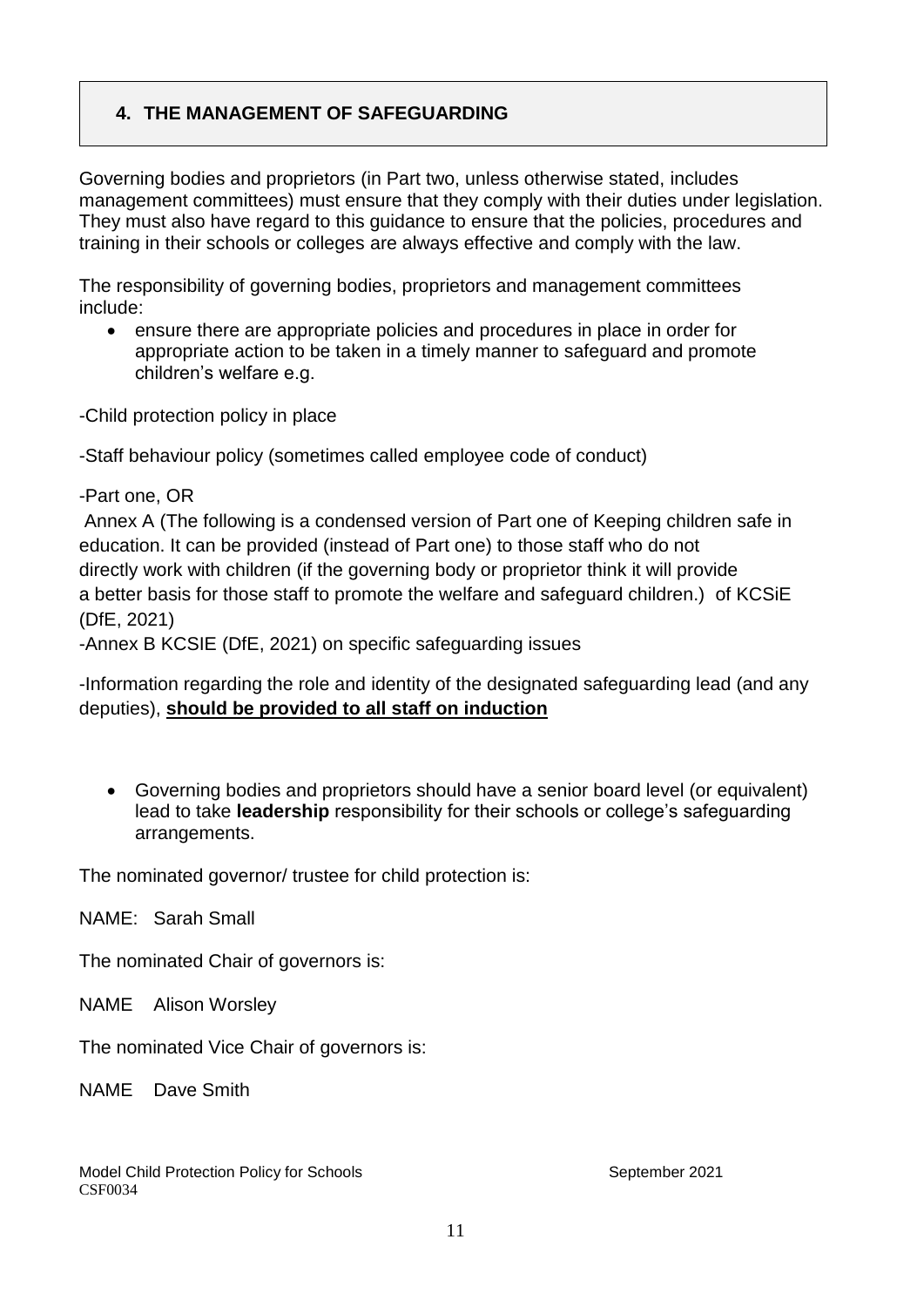## 4. THE MANAGEMENT OF SAFEGUARDING

Governing bodies and proprietors (in Part two, unless otherwise stated, includes management committees) must ensure that they comply with their duties under legislation. They must also have regard to this guidance to ensure that the policies, procedures and training in their schools or colleges are always effective and comply with the law.

The responsibility of governing bodies, proprietors and management committees include:

- ensure there are appropriate policies and procedures in place in order for appropriate action to be taken in a timely manner to safeguard and promote children's welfare e.g.

-Child protection policy in place

-Staff behaviour policy (sometimes called employee code of conduct)

-Part one, OR
Annex A (The following is a condensed version of Part one of Keeping children safe in education. It can be provided (instead of Part one) to those staff who do not directly work with children (if the governing body or proprietor think it will provide a better basis for those staff to promote the welfare and safeguard children.) of KCSiE (DfE, 2021)
-Annex B KCSIE (DfE, 2021) on specific safeguarding issues

-Information regarding the role and identity of the designated safeguarding lead (and any deputies), **should be provided to all staff on induction**

- Governing bodies and proprietors should have a senior board level (or equivalent) lead to take **leadership** responsibility for their schools or college's safeguarding arrangements.

The nominated governor/ trustee for child protection is:

NAME: Sarah Small

The nominated Chair of governors is:

NAME Alison Worsley

The nominated Vice Chair of governors is:

NAME Dave Smith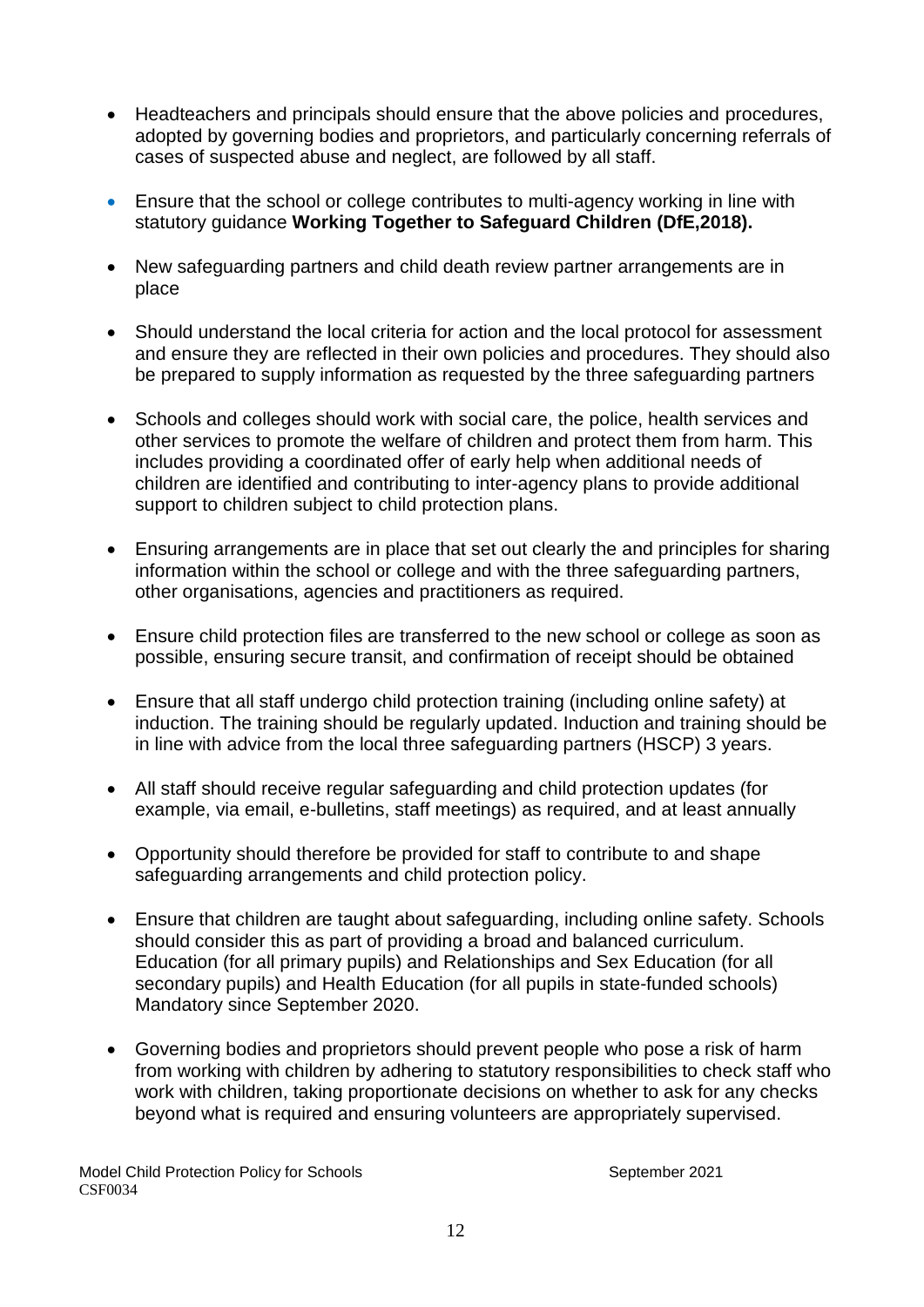- Headteachers and principals should ensure that the above policies and procedures, adopted by governing bodies and proprietors, and particularly concerning referrals of cases of suspected abuse and neglect, are followed by all staff.

- Ensure that the school or college contributes to multi-agency working in line with statutory guidance **Working Together to Safeguard Children (DfE,2018).**

- New safeguarding partners and child death review partner arrangements are in place

- Should understand the local criteria for action and the local protocol for assessment and ensure they are reflected in their own policies and procedures. They should also be prepared to supply information as requested by the three safeguarding partners

- Schools and colleges should work with social care, the police, health services and other services to promote the welfare of children and protect them from harm. This includes providing a coordinated offer of early help when additional needs of children are identified and contributing to inter-agency plans to provide additional support to children subject to child protection plans.

- Ensuring arrangements are in place that set out clearly the and principles for sharing information within the school or college and with the three safeguarding partners, other organisations, agencies and practitioners as required.

- Ensure child protection files are transferred to the new school or college as soon as possible, ensuring secure transit, and confirmation of receipt should be obtained

- Ensure that all staff undergo child protection training (including online safety) at induction. The training should be regularly updated. Induction and training should be in line with advice from the local three safeguarding partners (HSCP) 3 years.

- All staff should receive regular safeguarding and child protection updates (for example, via email, e-bulletins, staff meetings) as required, and at least annually

- Opportunity should therefore be provided for staff to contribute to and shape safeguarding arrangements and child protection policy.

- Ensure that children are taught about safeguarding, including online safety. Schools should consider this as part of providing a broad and balanced curriculum. Education (for all primary pupils) and Relationships and Sex Education (for all secondary pupils) and Health Education (for all pupils in state-funded schools) Mandatory since September 2020.

- Governing bodies and proprietors should prevent people who pose a risk of harm from working with children by adhering to statutory responsibilities to check staff who work with children, taking proportionate decisions on whether to ask for any checks beyond what is required and ensuring volunteers are appropriately supervised.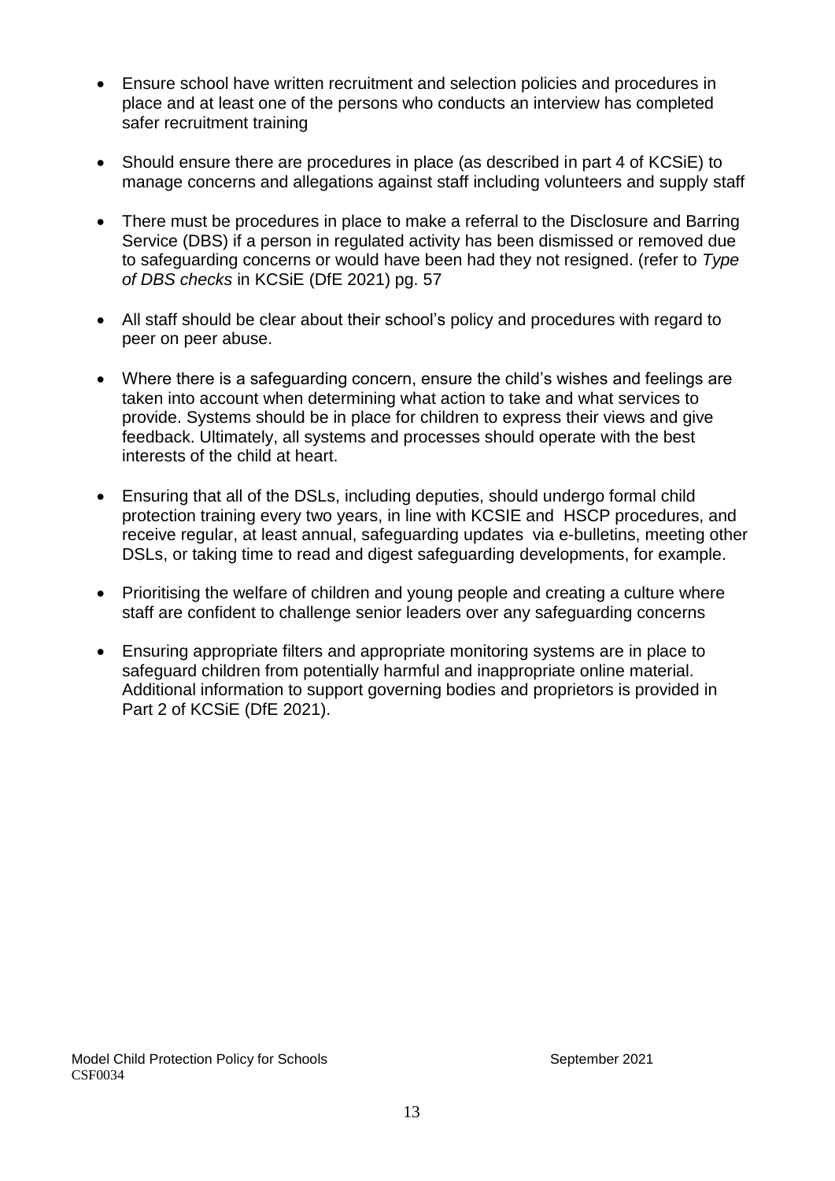- Ensure school have written recruitment and selection policies and procedures in place and at least one of the persons who conducts an interview has completed safer recruitment training

- Should ensure there are procedures in place (as described in part 4 of KCSiE) to manage concerns and allegations against staff including volunteers and supply staff

- There must be procedures in place to make a referral to the Disclosure and Barring Service (DBS) if a person in regulated activity has been dismissed or removed due to safeguarding concerns or would have been had they not resigned. (refer to *Type of DBS checks* in KCSiE (DfE 2021) pg. 57

- All staff should be clear about their school's policy and procedures with regard to peer on peer abuse.

- Where there is a safeguarding concern, ensure the child's wishes and feelings are taken into account when determining what action to take and what services to provide. Systems should be in place for children to express their views and give feedback. Ultimately, all systems and processes should operate with the best interests of the child at heart.

- Ensuring that all of the DSLs, including deputies, should undergo formal child protection training every two years, in line with KCSIE and HSCP procedures, and receive regular, at least annual, safeguarding updates via e-bulletins, meeting other DSLs, or taking time to read and digest safeguarding developments, for example.

- Prioritising the welfare of children and young people and creating a culture where staff are confident to challenge senior leaders over any safeguarding concerns

- Ensuring appropriate filters and appropriate monitoring systems are in place to safeguard children from potentially harmful and inappropriate online material. Additional information to support governing bodies and proprietors is provided in Part 2 of KCSiE (DfE 2021).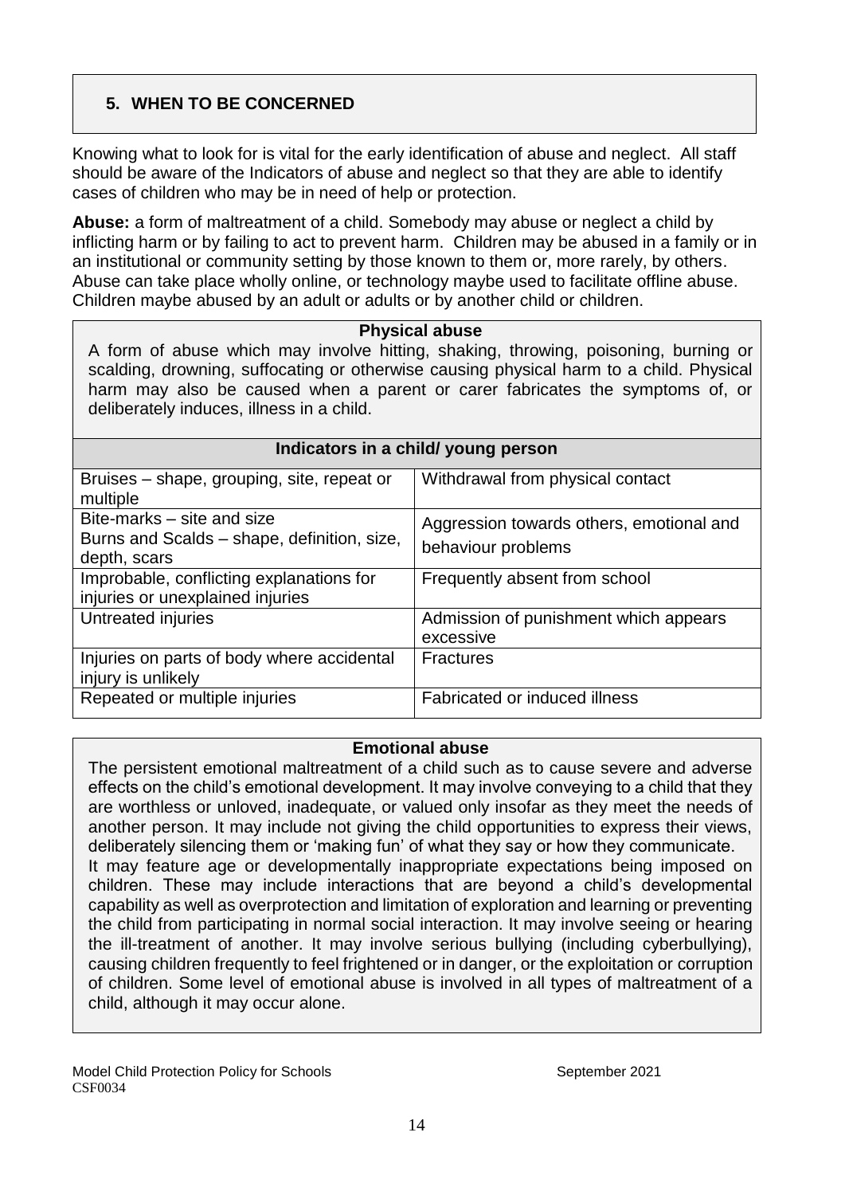## 5. WHEN TO BE CONCERNED

Knowing what to look for is vital for the early identification of abuse and neglect. All staff should be aware of the Indicators of abuse and neglect so that they are able to identify cases of children who may be in need of help or protection.

**Abuse:** a form of maltreatment of a child. Somebody may abuse or neglect a child by inflicting harm or by failing to act to prevent harm. Children may be abused in a family or in an institutional or community setting by those known to them or, more rarely, by others. Abuse can take place wholly online, or technology maybe used to facilitate offline abuse. Children maybe abused by an adult or adults or by another child or children.

**Physical abuse**

A form of abuse which may involve hitting, shaking, throwing, poisoning, burning or scalding, drowning, suffocating or otherwise causing physical harm to a child. Physical harm may also be caused when a parent or carer fabricates the symptoms of, or deliberately induces, illness in a child.

| Indicators in a child/ young person | |
|---|---|
| Bruises – shape, grouping, site, repeat or multiple | Withdrawal from physical contact |
| Bite-marks – site and size<br>Burns and Scalds – shape, definition, size, depth, scars | Aggression towards others, emotional and behaviour problems |
| Improbable, conflicting explanations for injuries or unexplained injuries | Frequently absent from school |
| Untreated injuries | Admission of punishment which appears excessive |
| Injuries on parts of body where accidental injury is unlikely | Fractures |
| Repeated or multiple injuries | Fabricated or induced illness |

**Emotional abuse**

The persistent emotional maltreatment of a child such as to cause severe and adverse effects on the child's emotional development. It may involve conveying to a child that they are worthless or unloved, inadequate, or valued only insofar as they meet the needs of another person. It may include not giving the child opportunities to express their views, deliberately silencing them or 'making fun' of what they say or how they communicate.

It may feature age or developmentally inappropriate expectations being imposed on children. These may include interactions that are beyond a child's developmental capability as well as overprotection and limitation of exploration and learning or preventing the child from participating in normal social interaction. It may involve seeing or hearing the ill-treatment of another. It may involve serious bullying (including cyberbullying), causing children frequently to feel frightened or in danger, or the exploitation or corruption of children. Some level of emotional abuse is involved in all types of maltreatment of a child, although it may occur alone.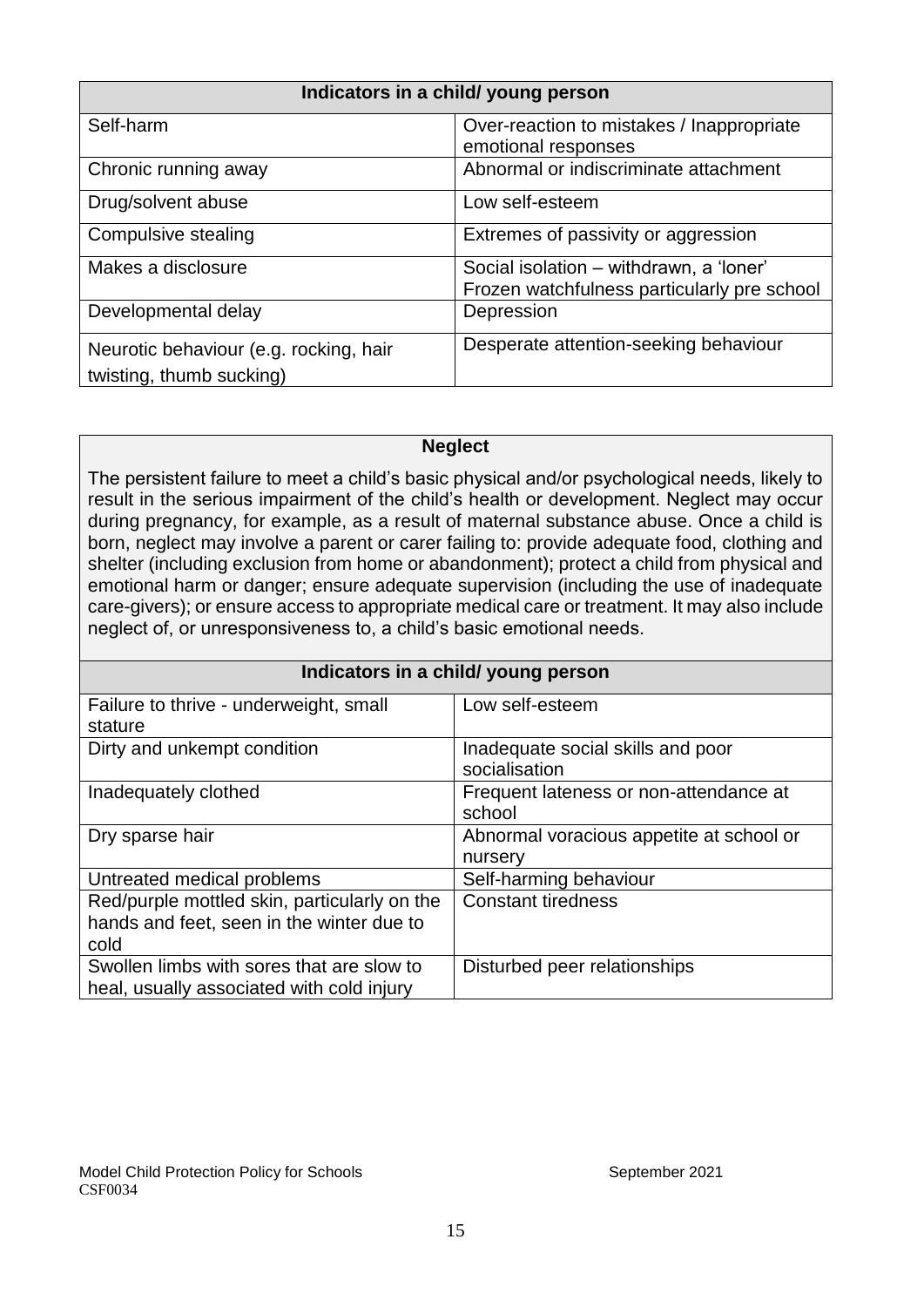| Indicators in a child/ young person | |
|---|---|
| Self-harm | Over-reaction to mistakes / Inappropriate emotional responses |
| Chronic running away | Abnormal or indiscriminate attachment |
| Drug/solvent abuse | Low self-esteem |
| Compulsive stealing | Extremes of passivity or aggression |
| Makes a disclosure | Social isolation – withdrawn, a 'loner' Frozen watchfulness particularly pre school |
| Developmental delay | Depression |
| Neurotic behaviour (e.g. rocking, hair twisting, thumb sucking) | Desperate attention-seeking behaviour |

**Neglect**

The persistent failure to meet a child's basic physical and/or psychological needs, likely to result in the serious impairment of the child's health or development. Neglect may occur during pregnancy, for example, as a result of maternal substance abuse. Once a child is born, neglect may involve a parent or carer failing to: provide adequate food, clothing and shelter (including exclusion from home or abandonment); protect a child from physical and emotional harm or danger; ensure adequate supervision (including the use of inadequate care-givers); or ensure access to appropriate medical care or treatment. It may also include neglect of, or unresponsiveness to, a child's basic emotional needs.

| Indicators in a child/ young person | |
|---|---|
| Failure to thrive - underweight, small stature | Low self-esteem |
| Dirty and unkempt condition | Inadequate social skills and poor socialisation |
| Inadequately clothed | Frequent lateness or non-attendance at school |
| Dry sparse hair | Abnormal voracious appetite at school or nursery |
| Untreated medical problems | Self-harming behaviour |
| Red/purple mottled skin, particularly on the hands and feet, seen in the winter due to cold | Constant tiredness |
| Swollen limbs with sores that are slow to heal, usually associated with cold injury | Disturbed peer relationships |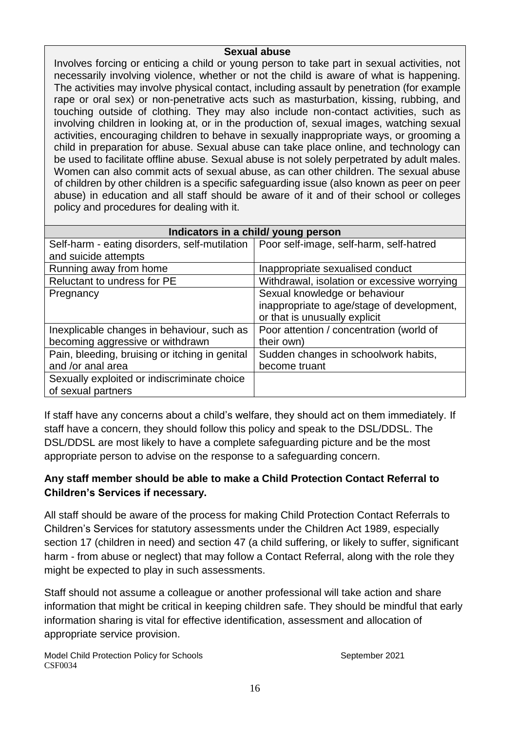### Sexual abuse

Involves forcing or enticing a child or young person to take part in sexual activities, not necessarily involving violence, whether or not the child is aware of what is happening. The activities may involve physical contact, including assault by penetration (for example rape or oral sex) or non-penetrative acts such as masturbation, kissing, rubbing, and touching outside of clothing. They may also include non-contact activities, such as involving children in looking at, or in the production of, sexual images, watching sexual activities, encouraging children to behave in sexually inappropriate ways, or grooming a child in preparation for abuse. Sexual abuse can take place online, and technology can be used to facilitate offline abuse. Sexual abuse is not solely perpetrated by adult males. Women can also commit acts of sexual abuse, as can other children. The sexual abuse of children by other children is a specific safeguarding issue (also known as peer on peer abuse) in education and all staff should be aware of it and of their school or colleges policy and procedures for dealing with it.

| Indicators in a child/ young person | |
| --- | --- |
| Self-harm - eating disorders, self-mutilation and suicide attempts | Poor self-image, self-harm, self-hatred |
| Running away from home | Inappropriate sexualised conduct |
| Reluctant to undress for PE | Withdrawal, isolation or excessive worrying |
| Pregnancy | Sexual knowledge or behaviour inappropriate to age/stage of development, or that is unusually explicit |
| Inexplicable changes in behaviour, such as becoming aggressive or withdrawn | Poor attention / concentration (world of their own) |
| Pain, bleeding, bruising or itching in genital and /or anal area | Sudden changes in schoolwork habits, become truant |
| Sexually exploited or indiscriminate choice of sexual partners | |

If staff have any concerns about a child's welfare, they should act on them immediately. If staff have a concern, they should follow this policy and speak to the DSL/DDSL. The DSL/DDSL are most likely to have a complete safeguarding picture and be the most appropriate person to advise on the response to a safeguarding concern.

**Any staff member should be able to make a Child Protection Contact Referral to Children's Services if necessary.**

All staff should be aware of the process for making Child Protection Contact Referrals to Children's Services for statutory assessments under the Children Act 1989, especially section 17 (children in need) and section 47 (a child suffering, or likely to suffer, significant harm - from abuse or neglect) that may follow a Contact Referral, along with the role they might be expected to play in such assessments.

Staff should not assume a colleague or another professional will take action and share information that might be critical in keeping children safe. They should be mindful that early information sharing is vital for effective identification, assessment and allocation of appropriate service provision.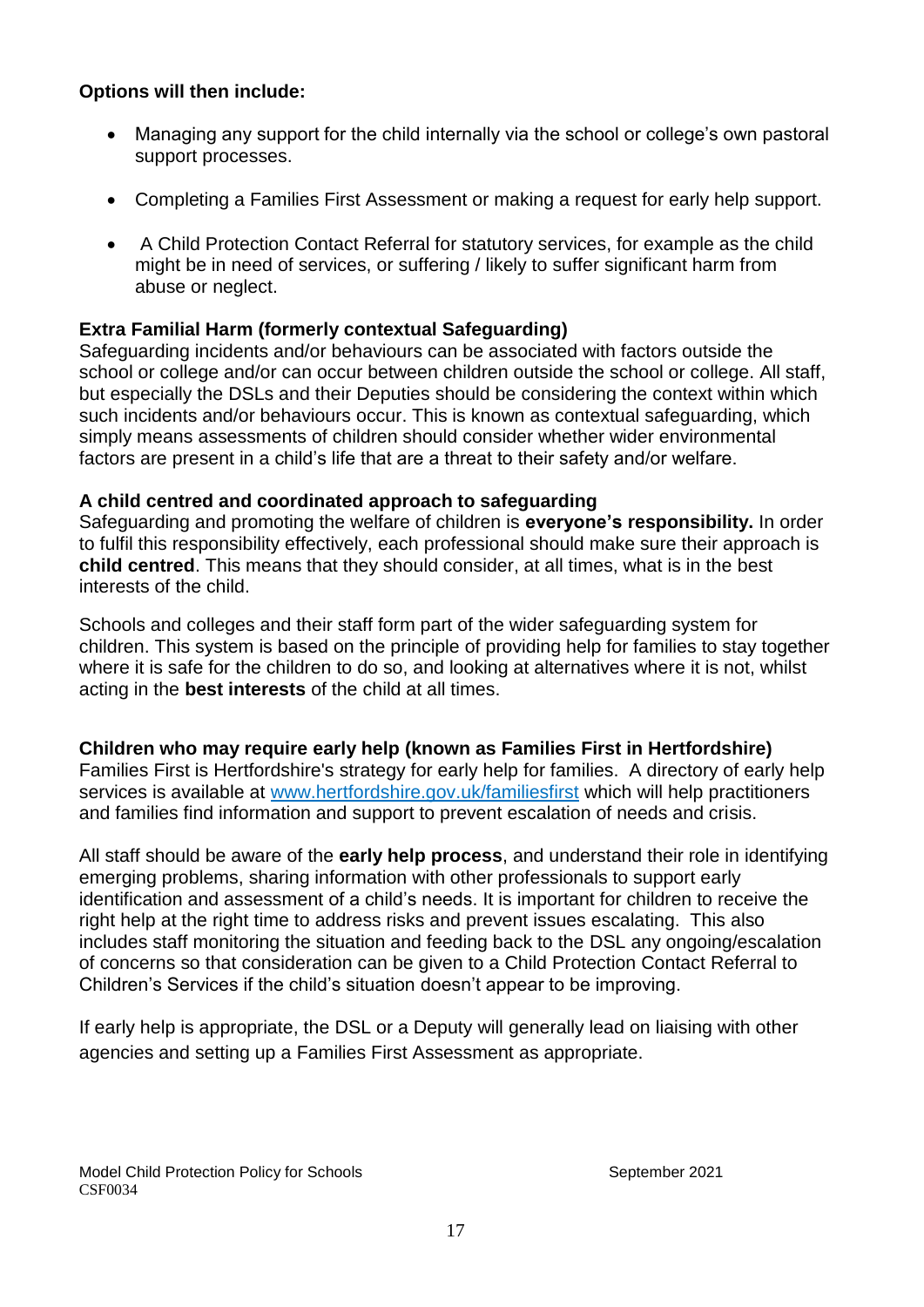**Options will then include:**

- Managing any support for the child internally via the school or college's own pastoral support processes.
- Completing a Families First Assessment or making a request for early help support.
- A Child Protection Contact Referral for statutory services, for example as the child might be in need of services, or suffering / likely to suffer significant harm from abuse or neglect.

**Extra Familial Harm (formerly contextual Safeguarding)**

Safeguarding incidents and/or behaviours can be associated with factors outside the school or college and/or can occur between children outside the school or college. All staff, but especially the DSLs and their Deputies should be considering the context within which such incidents and/or behaviours occur. This is known as contextual safeguarding, which simply means assessments of children should consider whether wider environmental factors are present in a child's life that are a threat to their safety and/or welfare.

**A child centred and coordinated approach to safeguarding**

Safeguarding and promoting the welfare of children is **everyone's responsibility.** In order to fulfil this responsibility effectively, each professional should make sure their approach is **child centred**. This means that they should consider, at all times, what is in the best interests of the child.

Schools and colleges and their staff form part of the wider safeguarding system for children. This system is based on the principle of providing help for families to stay together where it is safe for the children to do so, and looking at alternatives where it is not, whilst acting in the **best interests** of the child at all times.

**Children who may require early help (known as Families First in Hertfordshire)**

Families First is Hertfordshire's strategy for early help for families. A directory of early help services is available at [www.hertfordshire.gov.uk/familiesfirst](http://www.hertfordshire.gov.uk/familiesfirst) which will help practitioners and families find information and support to prevent escalation of needs and crisis.

All staff should be aware of the **early help process**, and understand their role in identifying emerging problems, sharing information with other professionals to support early identification and assessment of a child's needs. It is important for children to receive the right help at the right time to address risks and prevent issues escalating. This also includes staff monitoring the situation and feeding back to the DSL any ongoing/escalation of concerns so that consideration can be given to a Child Protection Contact Referral to Children's Services if the child's situation doesn't appear to be improving.

If early help is appropriate, the DSL or a Deputy will generally lead on liaising with other agencies and setting up a Families First Assessment as appropriate.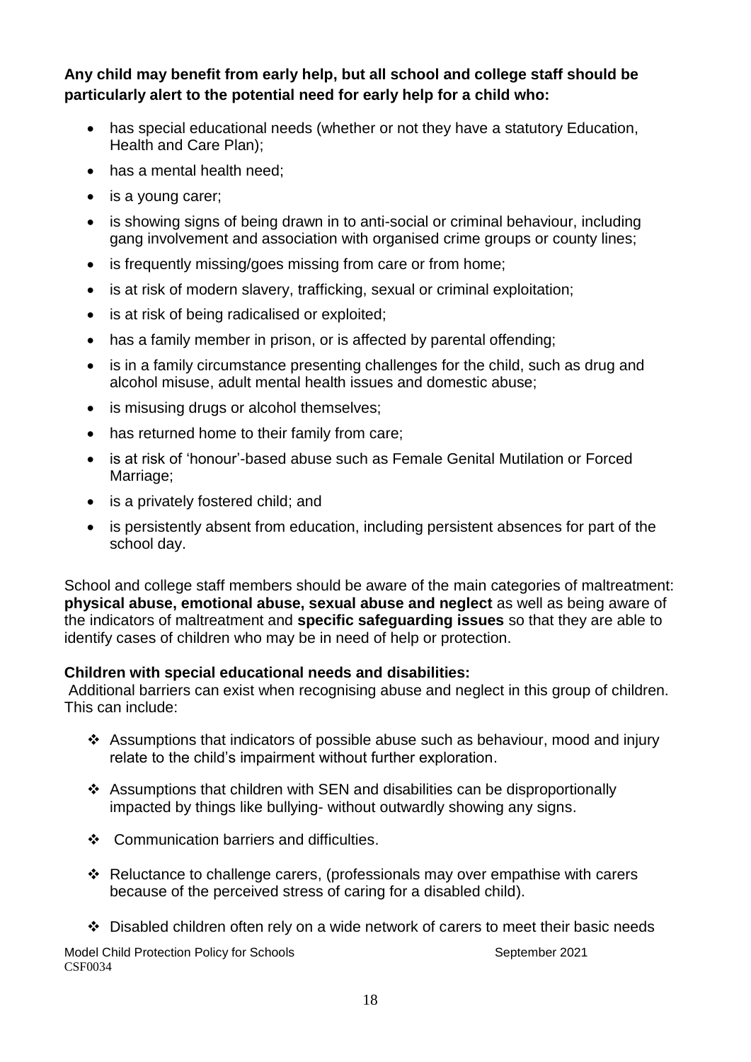**Any child may benefit from early help, but all school and college staff should be particularly alert to the potential need for early help for a child who:**

- has special educational needs (whether or not they have a statutory Education, Health and Care Plan);
- has a mental health need;
- is a young carer;
- is showing signs of being drawn in to anti-social or criminal behaviour, including gang involvement and association with organised crime groups or county lines;
- is frequently missing/goes missing from care or from home;
- is at risk of modern slavery, trafficking, sexual or criminal exploitation;
- is at risk of being radicalised or exploited;
- has a family member in prison, or is affected by parental offending;
- is in a family circumstance presenting challenges for the child, such as drug and alcohol misuse, adult mental health issues and domestic abuse;
- is misusing drugs or alcohol themselves;
- has returned home to their family from care;
- is at risk of 'honour'-based abuse such as Female Genital Mutilation or Forced Marriage;
- is a privately fostered child; and
- is persistently absent from education, including persistent absences for part of the school day.

School and college staff members should be aware of the main categories of maltreatment: **physical abuse, emotional abuse, sexual abuse and neglect** as well as being aware of the indicators of maltreatment and **specific safeguarding issues** so that they are able to identify cases of children who may be in need of help or protection.

**Children with special educational needs and disabilities:**

Additional barriers can exist when recognising abuse and neglect in this group of children. This can include:

- Assumptions that indicators of possible abuse such as behaviour, mood and injury relate to the child's impairment without further exploration.
- Assumptions that children with SEN and disabilities can be disproportionally impacted by things like bullying- without outwardly showing any signs.
- Communication barriers and difficulties.
- Reluctance to challenge carers, (professionals may over empathise with carers because of the perceived stress of caring for a disabled child).
- Disabled children often rely on a wide network of carers to meet their basic needs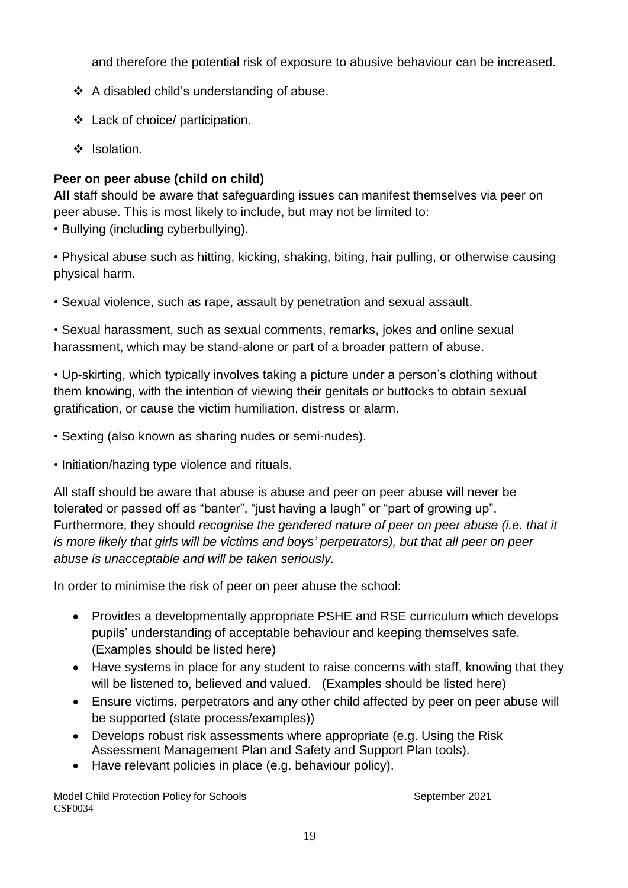and therefore the potential risk of exposure to abusive behaviour can be increased.

- A disabled child's understanding of abuse.
- Lack of choice/ participation.
- Isolation.

**Peer on peer abuse (child on child)**

**All** staff should be aware that safeguarding issues can manifest themselves via peer on peer abuse. This is most likely to include, but may not be limited to:

• Bullying (including cyberbullying).

• Physical abuse such as hitting, kicking, shaking, biting, hair pulling, or otherwise causing physical harm.

• Sexual violence, such as rape, assault by penetration and sexual assault.

• Sexual harassment, such as sexual comments, remarks, jokes and online sexual harassment, which may be stand-alone or part of a broader pattern of abuse.

• Up-skirting, which typically involves taking a picture under a person's clothing without them knowing, with the intention of viewing their genitals or buttocks to obtain sexual gratification, or cause the victim humiliation, distress or alarm.

• Sexting (also known as sharing nudes or semi-nudes).

• Initiation/hazing type violence and rituals.

All staff should be aware that abuse is abuse and peer on peer abuse will never be tolerated or passed off as "banter", "just having a laugh" or "part of growing up". Furthermore, they should *recognise the gendered nature of peer on peer abuse (i.e. that it is more likely that girls will be victims and boys' perpetrators), but that all peer on peer abuse is unacceptable and will be taken seriously.*

In order to minimise the risk of peer on peer abuse the school:

- Provides a developmentally appropriate PSHE and RSE curriculum which develops pupils' understanding of acceptable behaviour and keeping themselves safe. (Examples should be listed here)
- Have systems in place for any student to raise concerns with staff, knowing that they will be listened to, believed and valued. (Examples should be listed here)
- Ensure victims, perpetrators and any other child affected by peer on peer abuse will be supported (state process/examples))
- Develops robust risk assessments where appropriate (e.g. Using the Risk Assessment Management Plan and Safety and Support Plan tools).
- Have relevant policies in place (e.g. behaviour policy).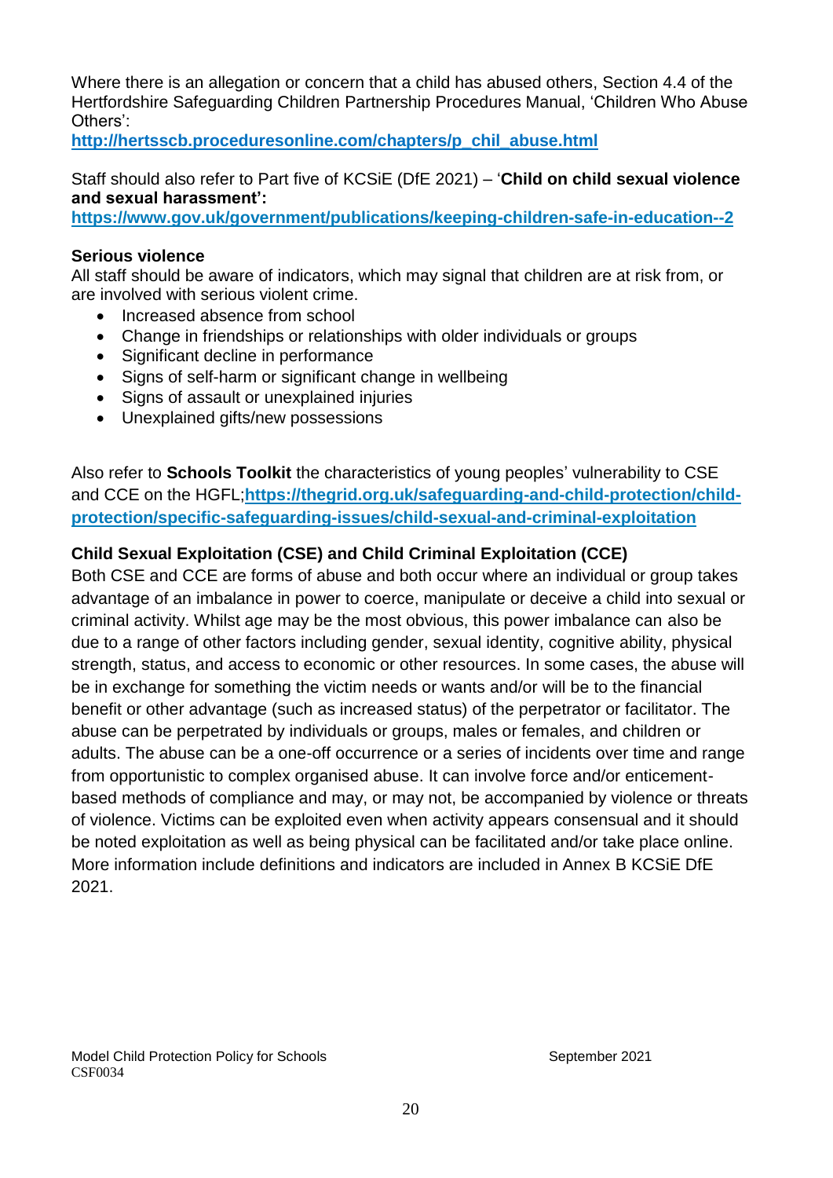Where there is an allegation or concern that a child has abused others, Section 4.4 of the Hertfordshire Safeguarding Children Partnership Procedures Manual, 'Children Who Abuse Others':
**http://hertsscb.proceduresonline.com/chapters/p_chil_abuse.html**

Staff should also refer to Part five of KCSiE (DfE 2021) – '**Child on child sexual violence and sexual harassment':**
**https://www.gov.uk/government/publications/keeping-children-safe-in-education--2**

**Serious violence**
All staff should be aware of indicators, which may signal that children are at risk from, or are involved with serious violent crime.

- Increased absence from school
- Change in friendships or relationships with older individuals or groups
- Significant decline in performance
- Signs of self-harm or significant change in wellbeing
- Signs of assault or unexplained injuries
- Unexplained gifts/new possessions

Also refer to **Schools Toolkit** the characteristics of young peoples' vulnerability to CSE and CCE on the HGFL;**https://thegrid.org.uk/safeguarding-and-child-protection/child-protection/specific-safeguarding-issues/child-sexual-and-criminal-exploitation**

**Child Sexual Exploitation (CSE) and Child Criminal Exploitation (CCE)**
Both CSE and CCE are forms of abuse and both occur where an individual or group takes advantage of an imbalance in power to coerce, manipulate or deceive a child into sexual or criminal activity. Whilst age may be the most obvious, this power imbalance can also be due to a range of other factors including gender, sexual identity, cognitive ability, physical strength, status, and access to economic or other resources. In some cases, the abuse will be in exchange for something the victim needs or wants and/or will be to the financial benefit or other advantage (such as increased status) of the perpetrator or facilitator. The abuse can be perpetrated by individuals or groups, males or females, and children or adults. The abuse can be a one-off occurrence or a series of incidents over time and range from opportunistic to complex organised abuse. It can involve force and/or enticement-based methods of compliance and may, or may not, be accompanied by violence or threats of violence. Victims can be exploited even when activity appears consensual and it should be noted exploitation as well as being physical can be facilitated and/or take place online. More information include definitions and indicators are included in Annex B KCSiE DfE 2021.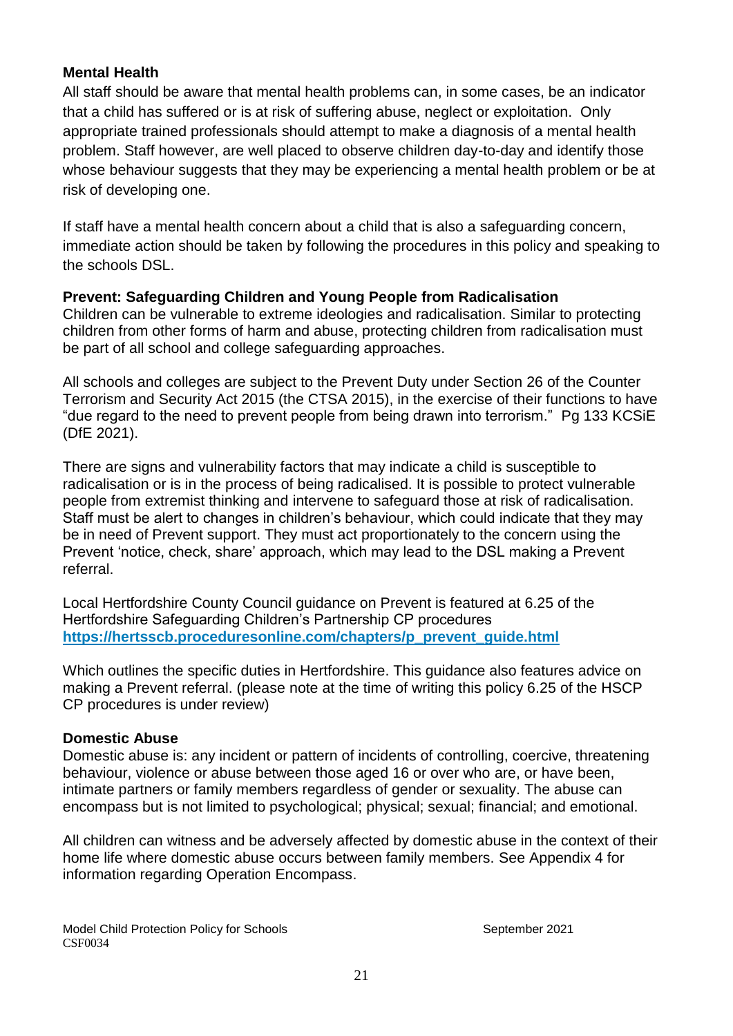**Mental Health**

All staff should be aware that mental health problems can, in some cases, be an indicator that a child has suffered or is at risk of suffering abuse, neglect or exploitation. Only appropriate trained professionals should attempt to make a diagnosis of a mental health problem. Staff however, are well placed to observe children day-to-day and identify those whose behaviour suggests that they may be experiencing a mental health problem or be at risk of developing one.

If staff have a mental health concern about a child that is also a safeguarding concern, immediate action should be taken by following the procedures in this policy and speaking to the schools DSL.

**Prevent: Safeguarding Children and Young People from Radicalisation**

Children can be vulnerable to extreme ideologies and radicalisation. Similar to protecting children from other forms of harm and abuse, protecting children from radicalisation must be part of all school and college safeguarding approaches.

All schools and colleges are subject to the Prevent Duty under Section 26 of the Counter Terrorism and Security Act 2015 (the CTSA 2015), in the exercise of their functions to have "due regard to the need to prevent people from being drawn into terrorism." Pg 133 KCSiE (DfE 2021).

There are signs and vulnerability factors that may indicate a child is susceptible to radicalisation or is in the process of being radicalised. It is possible to protect vulnerable people from extremist thinking and intervene to safeguard those at risk of radicalisation. Staff must be alert to changes in children's behaviour, which could indicate that they may be in need of Prevent support. They must act proportionately to the concern using the Prevent 'notice, check, share' approach, which may lead to the DSL making a Prevent referral.

Local Hertfordshire County Council guidance on Prevent is featured at 6.25 of the Hertfordshire Safeguarding Children's Partnership CP procedures
**https://hertsscb.proceduresonline.com/chapters/p_prevent_guide.html**

Which outlines the specific duties in Hertfordshire. This guidance also features advice on making a Prevent referral. (please note at the time of writing this policy 6.25 of the HSCP CP procedures is under review)

**Domestic Abuse**

Domestic abuse is: any incident or pattern of incidents of controlling, coercive, threatening behaviour, violence or abuse between those aged 16 or over who are, or have been, intimate partners or family members regardless of gender or sexuality. The abuse can encompass but is not limited to psychological; physical; sexual; financial; and emotional.

All children can witness and be adversely affected by domestic abuse in the context of their home life where domestic abuse occurs between family members. See Appendix 4 for information regarding Operation Encompass.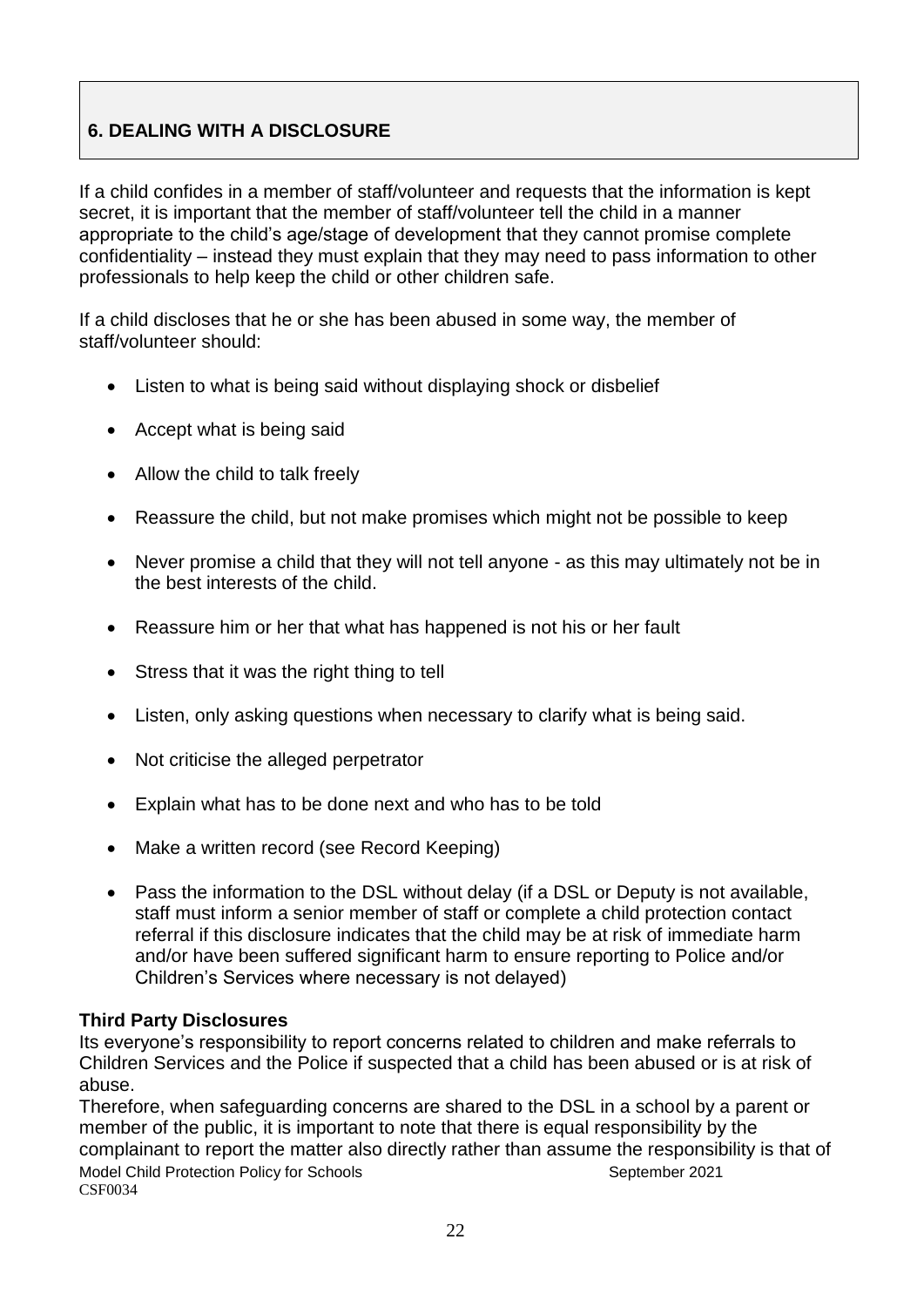## 6. DEALING WITH A DISCLOSURE

If a child confides in a member of staff/volunteer and requests that the information is kept secret, it is important that the member of staff/volunteer tell the child in a manner appropriate to the child's age/stage of development that they cannot promise complete confidentiality – instead they must explain that they may need to pass information to other professionals to help keep the child or other children safe.

If a child discloses that he or she has been abused in some way, the member of staff/volunteer should:

- Listen to what is being said without displaying shock or disbelief
- Accept what is being said
- Allow the child to talk freely
- Reassure the child, but not make promises which might not be possible to keep
- Never promise a child that they will not tell anyone - as this may ultimately not be in the best interests of the child.
- Reassure him or her that what has happened is not his or her fault
- Stress that it was the right thing to tell
- Listen, only asking questions when necessary to clarify what is being said.
- Not criticise the alleged perpetrator
- Explain what has to be done next and who has to be told
- Make a written record (see Record Keeping)
- Pass the information to the DSL without delay (if a DSL or Deputy is not available, staff must inform a senior member of staff or complete a child protection contact referral if this disclosure indicates that the child may be at risk of immediate harm and/or have been suffered significant harm to ensure reporting to Police and/or Children's Services where necessary is not delayed)

**Third Party Disclosures**

Its everyone's responsibility to report concerns related to children and make referrals to Children Services and the Police if suspected that a child has been abused or is at risk of abuse.

Therefore, when safeguarding concerns are shared to the DSL in a school by a parent or member of the public, it is important to note that there is equal responsibility by the complainant to report the matter also directly rather than assume the responsibility is that of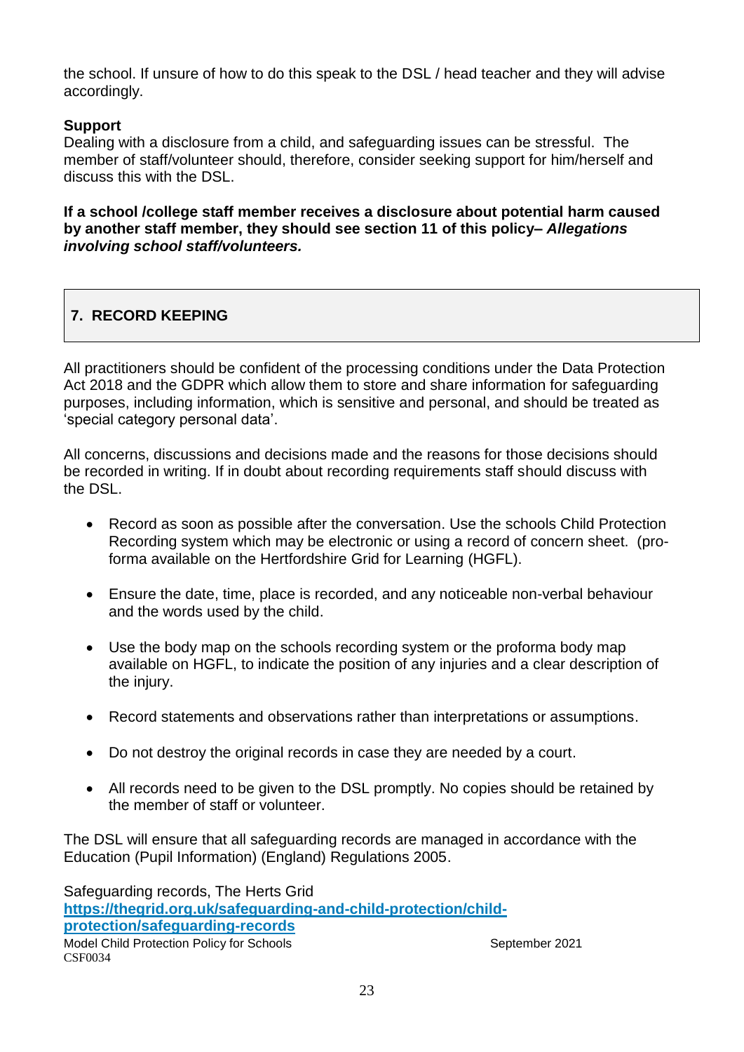the school. If unsure of how to do this speak to the DSL / head teacher and they will advise accordingly.

**Support**
Dealing with a disclosure from a child, and safeguarding issues can be stressful. The member of staff/volunteer should, therefore, consider seeking support for him/herself and discuss this with the DSL.

**If a school /college staff member receives a disclosure about potential harm caused by another staff member, they should see section 11 of this policy– *Allegations involving school staff/volunteers.***

## 7. RECORD KEEPING

All practitioners should be confident of the processing conditions under the Data Protection Act 2018 and the GDPR which allow them to store and share information for safeguarding purposes, including information, which is sensitive and personal, and should be treated as 'special category personal data'.

All concerns, discussions and decisions made and the reasons for those decisions should be recorded in writing. If in doubt about recording requirements staff should discuss with the DSL.

- Record as soon as possible after the conversation. Use the schools Child Protection Recording system which may be electronic or using a record of concern sheet. (pro-forma available on the Hertfordshire Grid for Learning (HGFL).
- Ensure the date, time, place is recorded, and any noticeable non-verbal behaviour and the words used by the child.
- Use the body map on the schools recording system or the proforma body map available on HGFL, to indicate the position of any injuries and a clear description of the injury.
- Record statements and observations rather than interpretations or assumptions.
- Do not destroy the original records in case they are needed by a court.
- All records need to be given to the DSL promptly. No copies should be retained by the member of staff or volunteer.

The DSL will ensure that all safeguarding records are managed in accordance with the Education (Pupil Information) (England) Regulations 2005.

Safeguarding records, The Herts Grid
[https://thegrid.org.uk/safeguarding-and-child-protection/child-protection/safeguarding-records](https://thegrid.org.uk/safeguarding-and-child-protection/child-protection/safeguarding-records)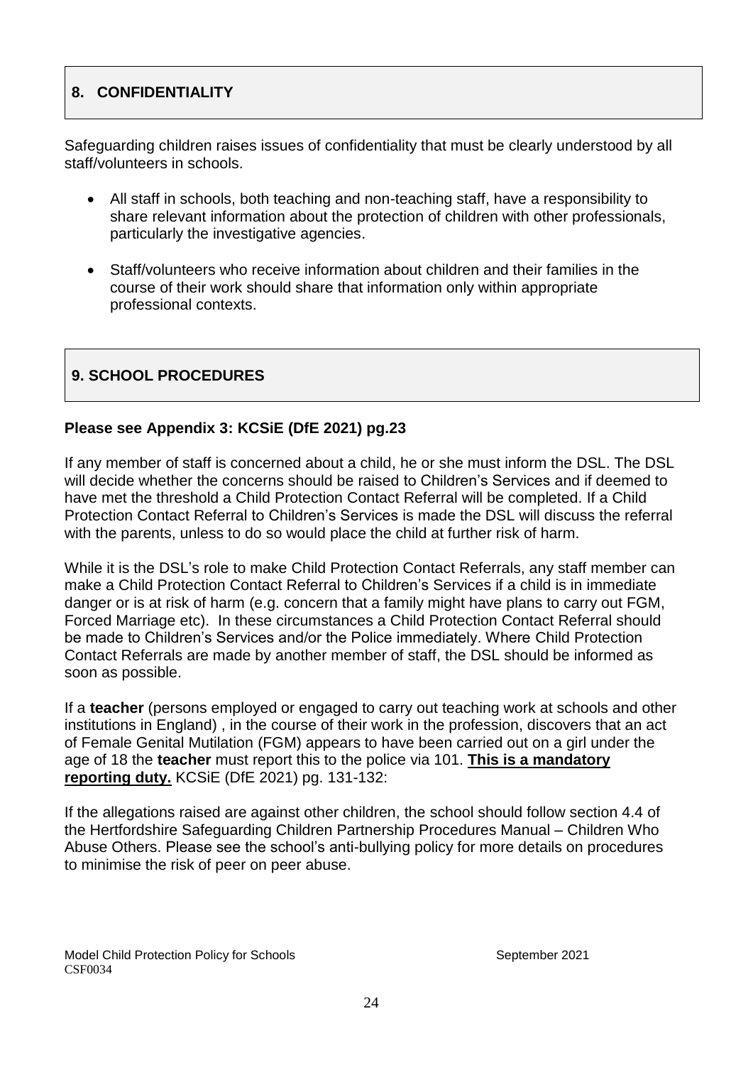## 8. CONFIDENTIALITY

Safeguarding children raises issues of confidentiality that must be clearly understood by all staff/volunteers in schools.

- All staff in schools, both teaching and non-teaching staff, have a responsibility to share relevant information about the protection of children with other professionals, particularly the investigative agencies.
- Staff/volunteers who receive information about children and their families in the course of their work should share that information only within appropriate professional contexts.

## 9. SCHOOL PROCEDURES

**Please see Appendix 3: KCSiE (DfE 2021) pg.23**

If any member of staff is concerned about a child, he or she must inform the DSL. The DSL will decide whether the concerns should be raised to Children's Services and if deemed to have met the threshold a Child Protection Contact Referral will be completed. If a Child Protection Contact Referral to Children's Services is made the DSL will discuss the referral with the parents, unless to do so would place the child at further risk of harm.

While it is the DSL's role to make Child Protection Contact Referrals, any staff member can make a Child Protection Contact Referral to Children's Services if a child is in immediate danger or is at risk of harm (e.g. concern that a family might have plans to carry out FGM, Forced Marriage etc). In these circumstances a Child Protection Contact Referral should be made to Children's Services and/or the Police immediately. Where Child Protection Contact Referrals are made by another member of staff, the DSL should be informed as soon as possible.

If a **teacher** (persons employed or engaged to carry out teaching work at schools and other institutions in England) , in the course of their work in the profession, discovers that an act of Female Genital Mutilation (FGM) appears to have been carried out on a girl under the age of 18 the **teacher** must report this to the police via 101. **This is a mandatory reporting duty.** KCSiE (DfE 2021) pg. 131-132:

If the allegations raised are against other children, the school should follow section 4.4 of the Hertfordshire Safeguarding Children Partnership Procedures Manual – Children Who Abuse Others. Please see the school's anti-bullying policy for more details on procedures to minimise the risk of peer on peer abuse.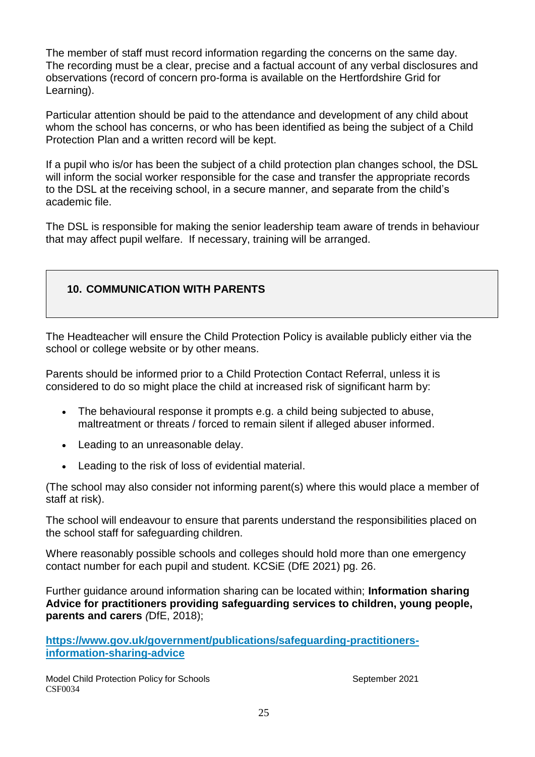The member of staff must record information regarding the concerns on the same day. The recording must be a clear, precise and a factual account of any verbal disclosures and observations (record of concern pro-forma is available on the Hertfordshire Grid for Learning).

Particular attention should be paid to the attendance and development of any child about whom the school has concerns, or who has been identified as being the subject of a Child Protection Plan and a written record will be kept.

If a pupil who is/or has been the subject of a child protection plan changes school, the DSL will inform the social worker responsible for the case and transfer the appropriate records to the DSL at the receiving school, in a secure manner, and separate from the child's academic file.

The DSL is responsible for making the senior leadership team aware of trends in behaviour that may affect pupil welfare. If necessary, training will be arranged.

## 10. COMMUNICATION WITH PARENTS

The Headteacher will ensure the Child Protection Policy is available publicly either via the school or college website or by other means.

Parents should be informed prior to a Child Protection Contact Referral, unless it is considered to do so might place the child at increased risk of significant harm by:

- The behavioural response it prompts e.g. a child being subjected to abuse, maltreatment or threats / forced to remain silent if alleged abuser informed.
- Leading to an unreasonable delay.
- Leading to the risk of loss of evidential material.

(The school may also consider not informing parent(s) where this would place a member of staff at risk).

The school will endeavour to ensure that parents understand the responsibilities placed on the school staff for safeguarding children.

Where reasonably possible schools and colleges should hold more than one emergency contact number for each pupil and student. KCSiE (DfE 2021) pg. 26.

Further guidance around information sharing can be located within; **Information sharing Advice for practitioners providing safeguarding services to children, young people, parents and carers** *(*DfE, 2018);

**https://www.gov.uk/government/publications/safeguarding-practitioners-information-sharing-advice**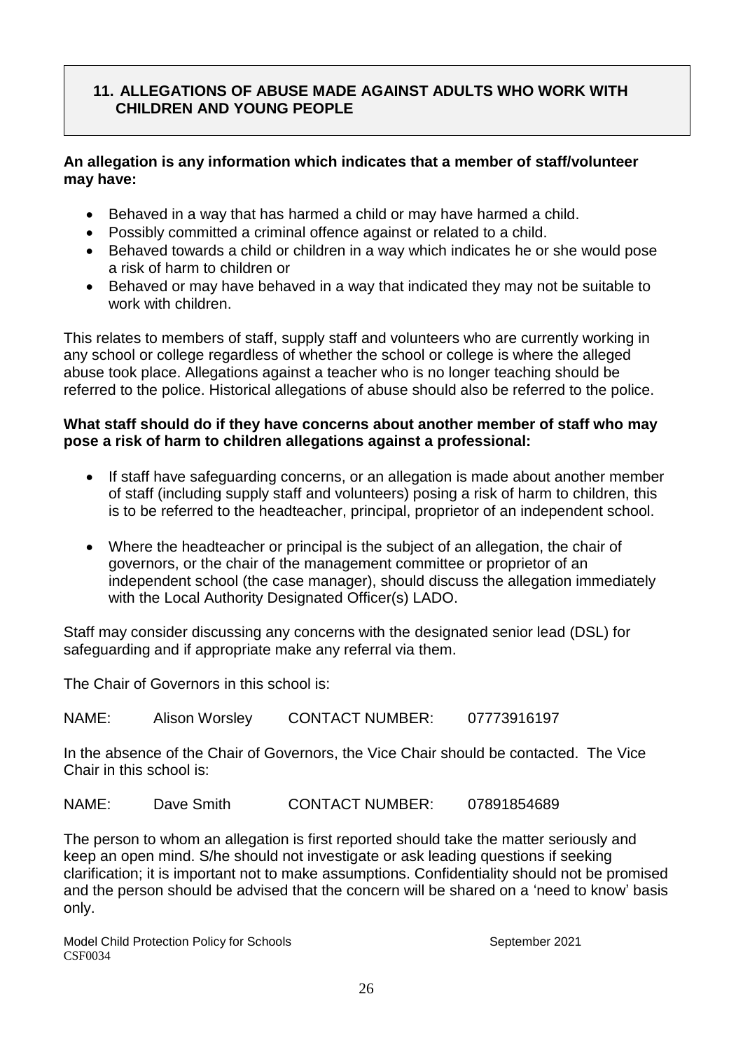## 11. ALLEGATIONS OF ABUSE MADE AGAINST ADULTS WHO WORK WITH CHILDREN AND YOUNG PEOPLE

**An allegation is any information which indicates that a member of staff/volunteer may have:**

- Behaved in a way that has harmed a child or may have harmed a child.
- Possibly committed a criminal offence against or related to a child.
- Behaved towards a child or children in a way which indicates he or she would pose a risk of harm to children or
- Behaved or may have behaved in a way that indicated they may not be suitable to work with children.

This relates to members of staff, supply staff and volunteers who are currently working in any school or college regardless of whether the school or college is where the alleged abuse took place. Allegations against a teacher who is no longer teaching should be referred to the police. Historical allegations of abuse should also be referred to the police.

**What staff should do if they have concerns about another member of staff who may pose a risk of harm to children allegations against a professional:**

- If staff have safeguarding concerns, or an allegation is made about another member of staff (including supply staff and volunteers) posing a risk of harm to children, this is to be referred to the headteacher, principal, proprietor of an independent school.
- Where the headteacher or principal is the subject of an allegation, the chair of governors, or the chair of the management committee or proprietor of an independent school (the case manager), should discuss the allegation immediately with the Local Authority Designated Officer(s) LADO.

Staff may consider discussing any concerns with the designated senior lead (DSL) for safeguarding and if appropriate make any referral via them.

The Chair of Governors in this school is:

NAME: Alison Worsley CONTACT NUMBER: 07773916197

In the absence of the Chair of Governors, the Vice Chair should be contacted. The Vice Chair in this school is:

NAME: Dave Smith CONTACT NUMBER: 07891854689

The person to whom an allegation is first reported should take the matter seriously and keep an open mind. S/he should not investigate or ask leading questions if seeking clarification; it is important not to make assumptions. Confidentiality should not be promised and the person should be advised that the concern will be shared on a 'need to know' basis only.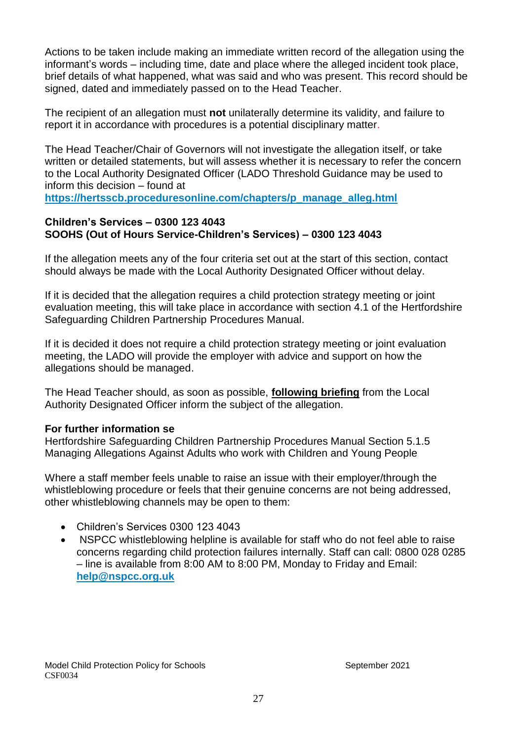Actions to be taken include making an immediate written record of the allegation using the informant's words – including time, date and place where the alleged incident took place, brief details of what happened, what was said and who was present. This record should be signed, dated and immediately passed on to the Head Teacher.

The recipient of an allegation must **not** unilaterally determine its validity, and failure to report it in accordance with procedures is a potential disciplinary matter.

The Head Teacher/Chair of Governors will not investigate the allegation itself, or take written or detailed statements, but will assess whether it is necessary to refer the concern to the Local Authority Designated Officer (LADO Threshold Guidance may be used to inform this decision – found at **https://hertsscb.proceduresonline.com/chapters/p_manage_alleg.html**

**Children's Services – 0300 123 4043**
**SOOHS (Out of Hours Service-Children's Services) – 0300 123 4043**

If the allegation meets any of the four criteria set out at the start of this section, contact should always be made with the Local Authority Designated Officer without delay.

If it is decided that the allegation requires a child protection strategy meeting or joint evaluation meeting, this will take place in accordance with section 4.1 of the Hertfordshire Safeguarding Children Partnership Procedures Manual.

If it is decided it does not require a child protection strategy meeting or joint evaluation meeting, the LADO will provide the employer with advice and support on how the allegations should be managed.

The Head Teacher should, as soon as possible, **following briefing** from the Local Authority Designated Officer inform the subject of the allegation.

**For further information se**
Hertfordshire Safeguarding Children Partnership Procedures Manual Section 5.1.5 Managing Allegations Against Adults who work with Children and Young People

Where a staff member feels unable to raise an issue with their employer/through the whistleblowing procedure or feels that their genuine concerns are not being addressed, other whistleblowing channels may be open to them:

- Children's Services 0300 123 4043
- NSPCC whistleblowing helpline is available for staff who do not feel able to raise concerns regarding child protection failures internally. Staff can call: 0800 028 0285 – line is available from 8:00 AM to 8:00 PM, Monday to Friday and Email: **help@nspcc.org.uk**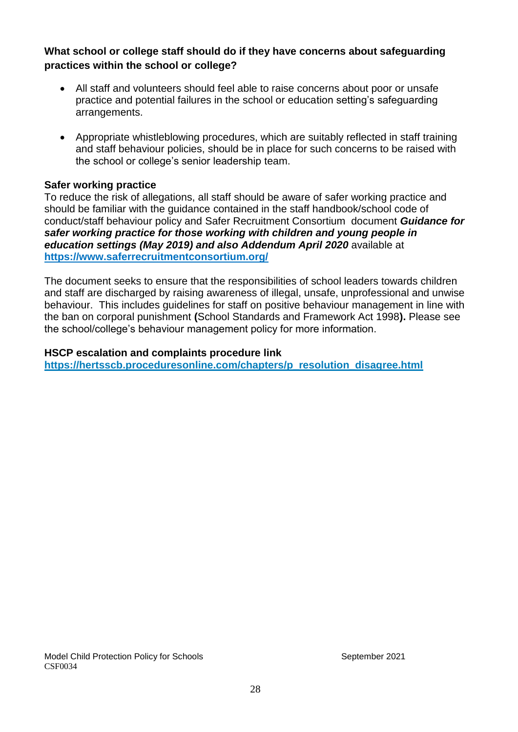**What school or college staff should do if they have concerns about safeguarding practices within the school or college?**

- All staff and volunteers should feel able to raise concerns about poor or unsafe practice and potential failures in the school or education setting's safeguarding arrangements.
- Appropriate whistleblowing procedures, which are suitably reflected in staff training and staff behaviour policies, should be in place for such concerns to be raised with the school or college's senior leadership team.

**Safer working practice**

To reduce the risk of allegations, all staff should be aware of safer working practice and should be familiar with the guidance contained in the staff handbook/school code of conduct/staff behaviour policy and Safer Recruitment Consortium document ***Guidance for safer working practice for those working with children and young people in education settings (May 2019) and also Addendum April 2020*** available at **https://www.saferrecruitmentconsortium.org/**

The document seeks to ensure that the responsibilities of school leaders towards children and staff are discharged by raising awareness of illegal, unsafe, unprofessional and unwise behaviour. This includes guidelines for staff on positive behaviour management in line with the ban on corporal punishment **(**School Standards and Framework Act 1998**).** Please see the school/college's behaviour management policy for more information.

**HSCP escalation and complaints procedure link**

**https://hertsscb.proceduresonline.com/chapters/p_resolution_disagree.html**

Model Child Protection Policy for Schools September 2021
CSF0034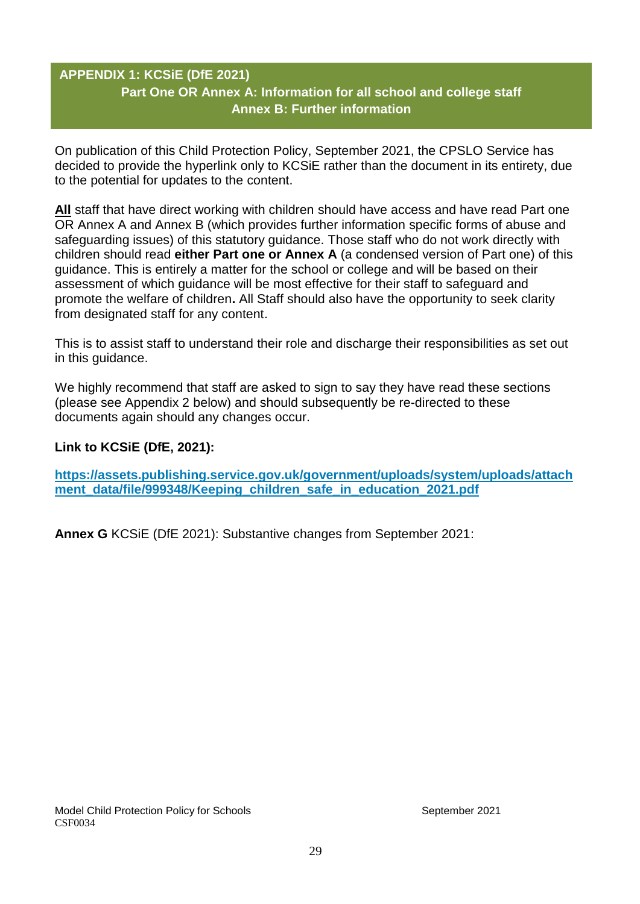## APPENDIX 1: KCSiE (DfE 2021)

**Part One OR Annex A: Information for all school and college staff**
**Annex B: Further information**

On publication of this Child Protection Policy, September 2021, the CPSLO Service has decided to provide the hyperlink only to KCSiE rather than the document in its entirety, due to the potential for updates to the content.

**All** staff that have direct working with children should have access and have read Part one OR Annex A and Annex B (which provides further information specific forms of abuse and safeguarding issues) of this statutory guidance. Those staff who do not work directly with children should read **either Part one or Annex A** (a condensed version of Part one) of this guidance. This is entirely a matter for the school or college and will be based on their assessment of which guidance will be most effective for their staff to safeguard and promote the welfare of children**.** All Staff should also have the opportunity to seek clarity from designated staff for any content.

This is to assist staff to understand their role and discharge their responsibilities as set out in this guidance.

We highly recommend that staff are asked to sign to say they have read these sections (please see Appendix 2 below) and should subsequently be re-directed to these documents again should any changes occur.

**Link to KCSiE (DfE, 2021):**

**https://assets.publishing.service.gov.uk/government/uploads/system/uploads/attachment_data/file/999348/Keeping_children_safe_in_education_2021.pdf**

**Annex G** KCSiE (DfE 2021): Substantive changes from September 2021: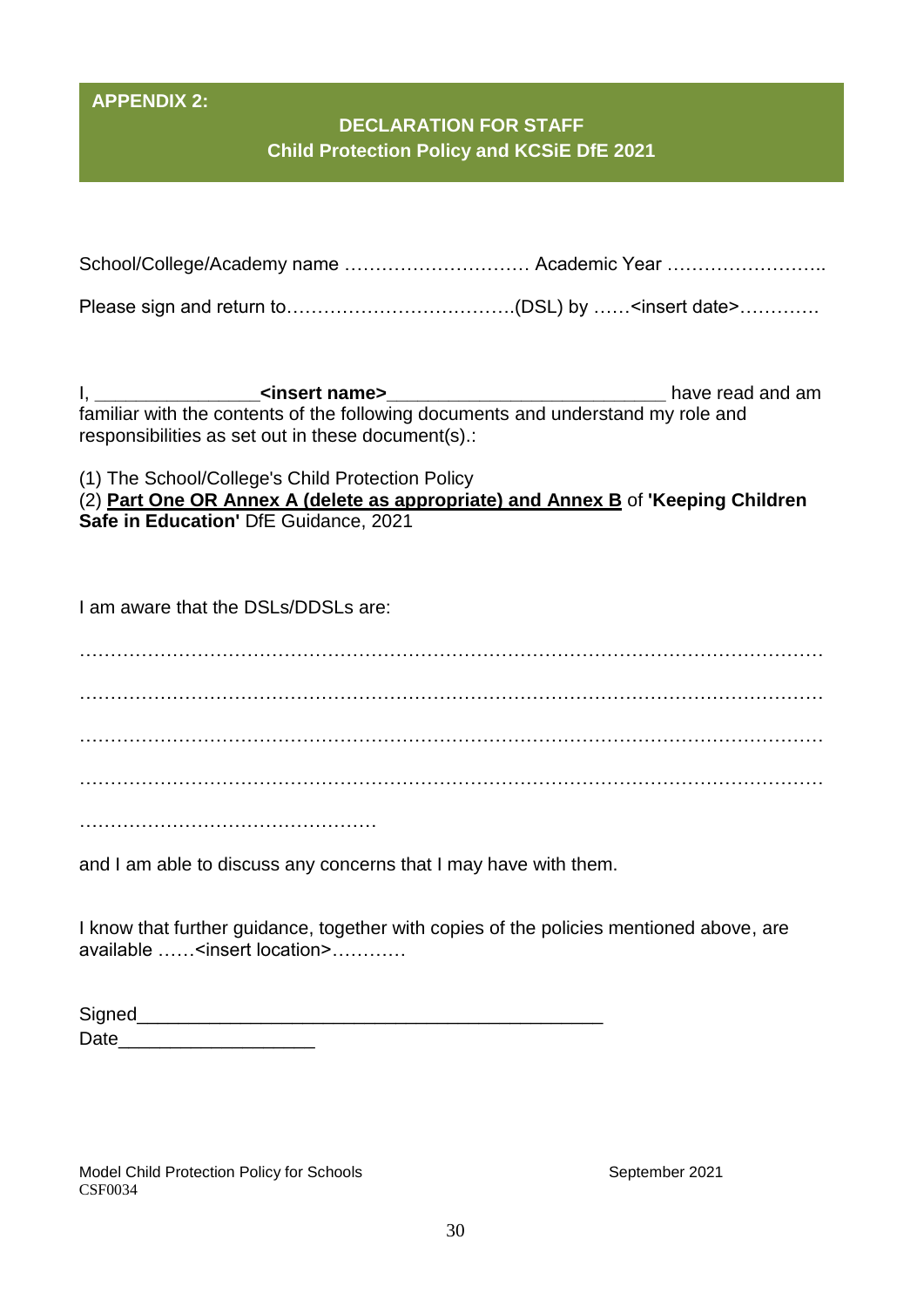**APPENDIX 2:**

## DECLARATION FOR STAFF
## Child Protection Policy and KCSiE DfE 2021

School/College/Academy name ………………………… Academic Year ……………………..

Please sign and return to……………………………….(DSL) by ……<insert date>………….

I, _______________**<insert name>**__________________________ have read and am familiar with the contents of the following documents and understand my role and responsibilities as set out in these document(s).:

(1) The School/College's Child Protection Policy
(2) **Part One OR Annex A (delete as appropriate) and Annex B** of **'Keeping Children Safe in Education'** DfE Guidance, 2021

I am aware that the DSLs/DDSLs are:

……………………………………………………………………………………………………

……………………………………………………………………………………………………

……………………………………………………………………………………………………

……………………………………………………………………………………………………

…………………………………………

and I am able to discuss any concerns that I may have with them.

I know that further guidance, together with copies of the policies mentioned above, are available ……<insert location>…………

Signed_____________________________________________
Date__________________

Model Child Protection Policy for Schools September 2021
CSF0034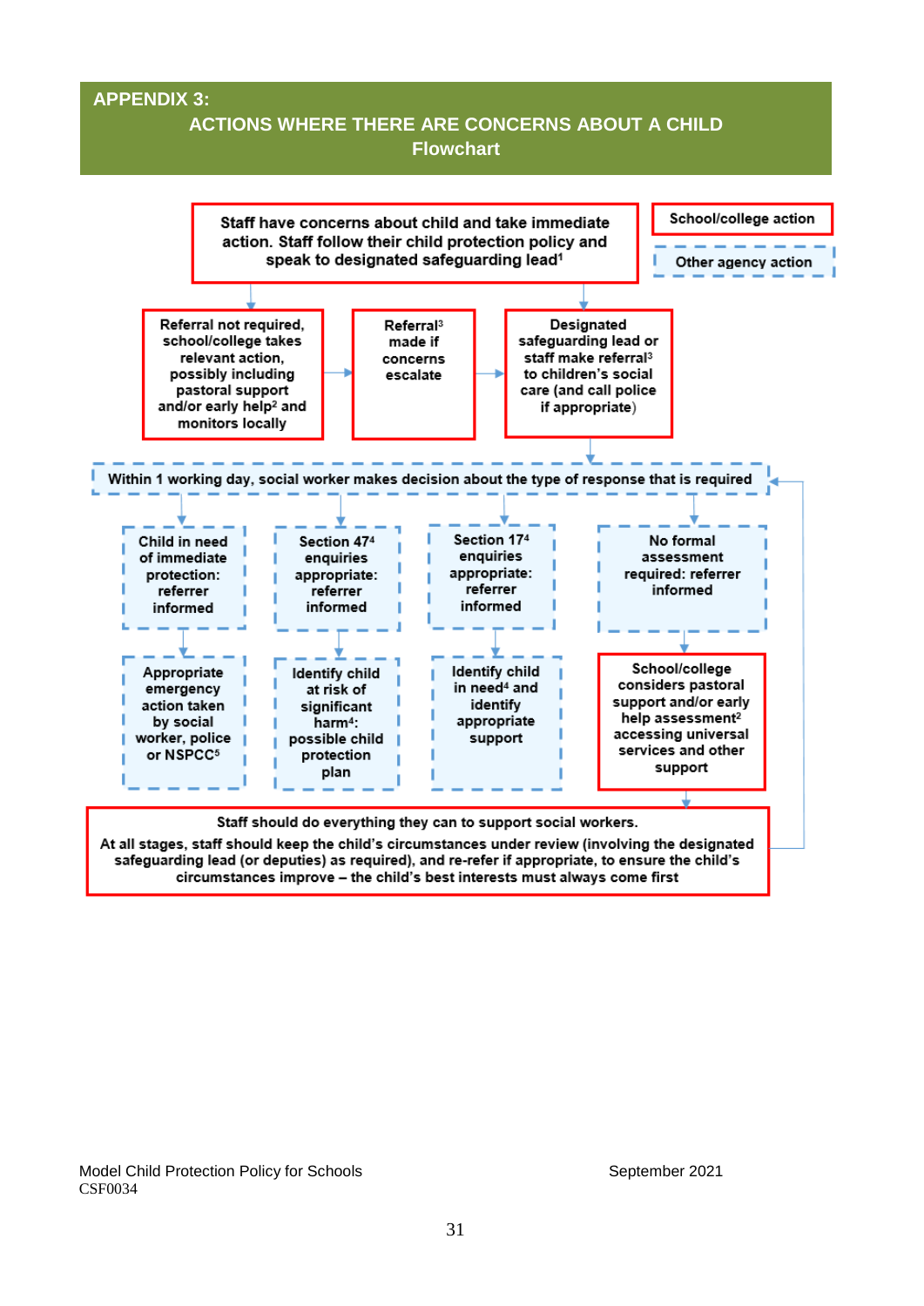## APPENDIX 3:

## ACTIONS WHERE THERE ARE CONCERNS ABOUT A CHILD

### Flowchart

School/college action

Other agency action

Staff have concerns about child and take immediate action. Staff follow their child protection policy and speak to designated safeguarding lead[1]

Referral not required, school/college takes relevant action, possibly including pastoral support and/or early help[2] and monitors locally

Referral[3] made if concerns escalate

Designated safeguarding lead or staff make referral[3] to children's social care (and call police if appropriate)

Within 1 working day, social worker makes decision about the type of response that is required

Child in need of immediate protection: referrer informed

Appropriate emergency action taken by social worker, police or NSPCC[5]

Section 47[4] enquiries appropriate: referrer informed

Identify child at risk of significant harm[4]: possible child protection plan

Section 17[4] enquiries appropriate: referrer informed

Identify child in need[4] and identify appropriate support

No formal assessment required: referrer informed

School/college considers pastoral support and/or early help assessment[2] accessing universal services and other support

Staff should do everything they can to support social workers.

At all stages, staff should keep the child's circumstances under review (involving the designated safeguarding lead (or deputies) as required), and re-refer if appropriate, to ensure the child's circumstances improve – the child's best interests must always come first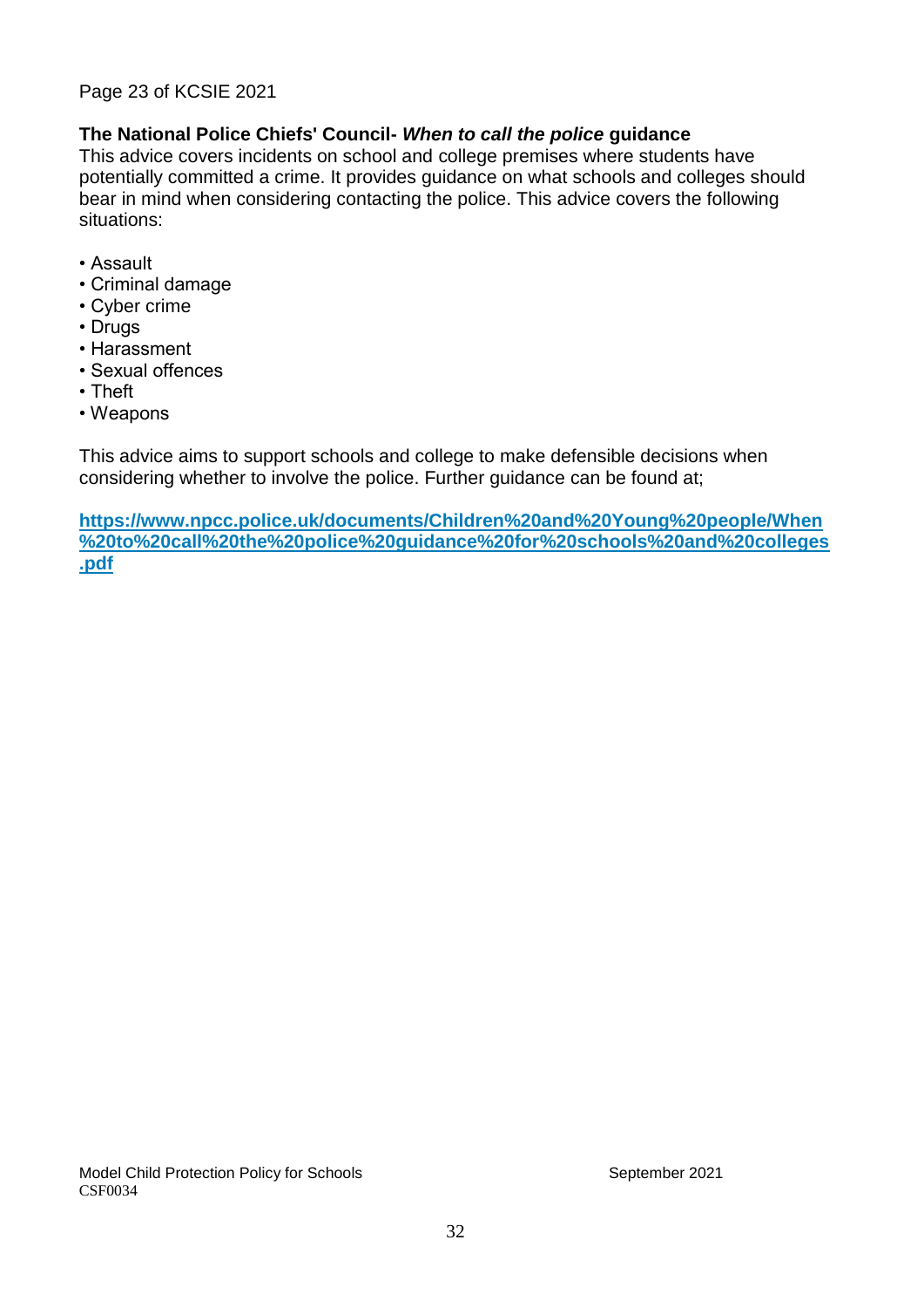Page 23 of KCSIE 2021

**The National Police Chiefs' Council- *When to call the police* guidance**

This advice covers incidents on school and college premises where students have potentially committed a crime. It provides guidance on what schools and colleges should bear in mind when considering contacting the police. This advice covers the following situations:

- Assault
- Criminal damage
- Cyber crime
- Drugs
- Harassment
- Sexual offences
- Theft
- Weapons

This advice aims to support schools and college to make defensible decisions when considering whether to involve the police. Further guidance can be found at;

**https://www.npcc.police.uk/documents/Children%20and%20Young%20people/When%20to%20call%20the%20police%20guidance%20for%20schools%20and%20colleges.pdf**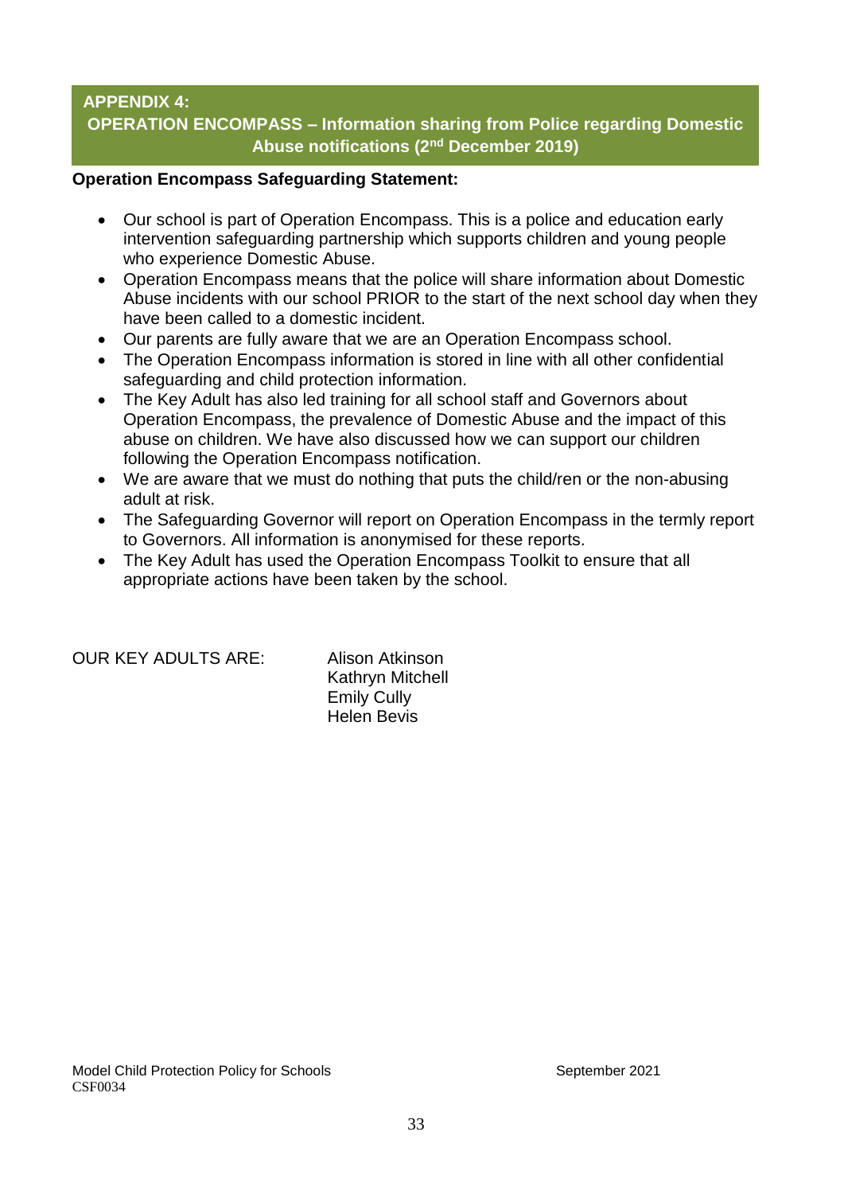## APPENDIX 4:
## OPERATION ENCOMPASS – Information sharing from Police regarding Domestic Abuse notifications (2nd December 2019)

**Operation Encompass Safeguarding Statement:**

- Our school is part of Operation Encompass. This is a police and education early intervention safeguarding partnership which supports children and young people who experience Domestic Abuse.
- Operation Encompass means that the police will share information about Domestic Abuse incidents with our school PRIOR to the start of the next school day when they have been called to a domestic incident.
- Our parents are fully aware that we are an Operation Encompass school.
- The Operation Encompass information is stored in line with all other confidential safeguarding and child protection information.
- The Key Adult has also led training for all school staff and Governors about Operation Encompass, the prevalence of Domestic Abuse and the impact of this abuse on children. We have also discussed how we can support our children following the Operation Encompass notification.
- We are aware that we must do nothing that puts the child/ren or the non-abusing adult at risk.
- The Safeguarding Governor will report on Operation Encompass in the termly report to Governors. All information is anonymised for these reports.
- The Key Adult has used the Operation Encompass Toolkit to ensure that all appropriate actions have been taken by the school.

OUR KEY ADULTS ARE:

Alison Atkinson
Kathryn Mitchell
Emily Cully
Helen Bevis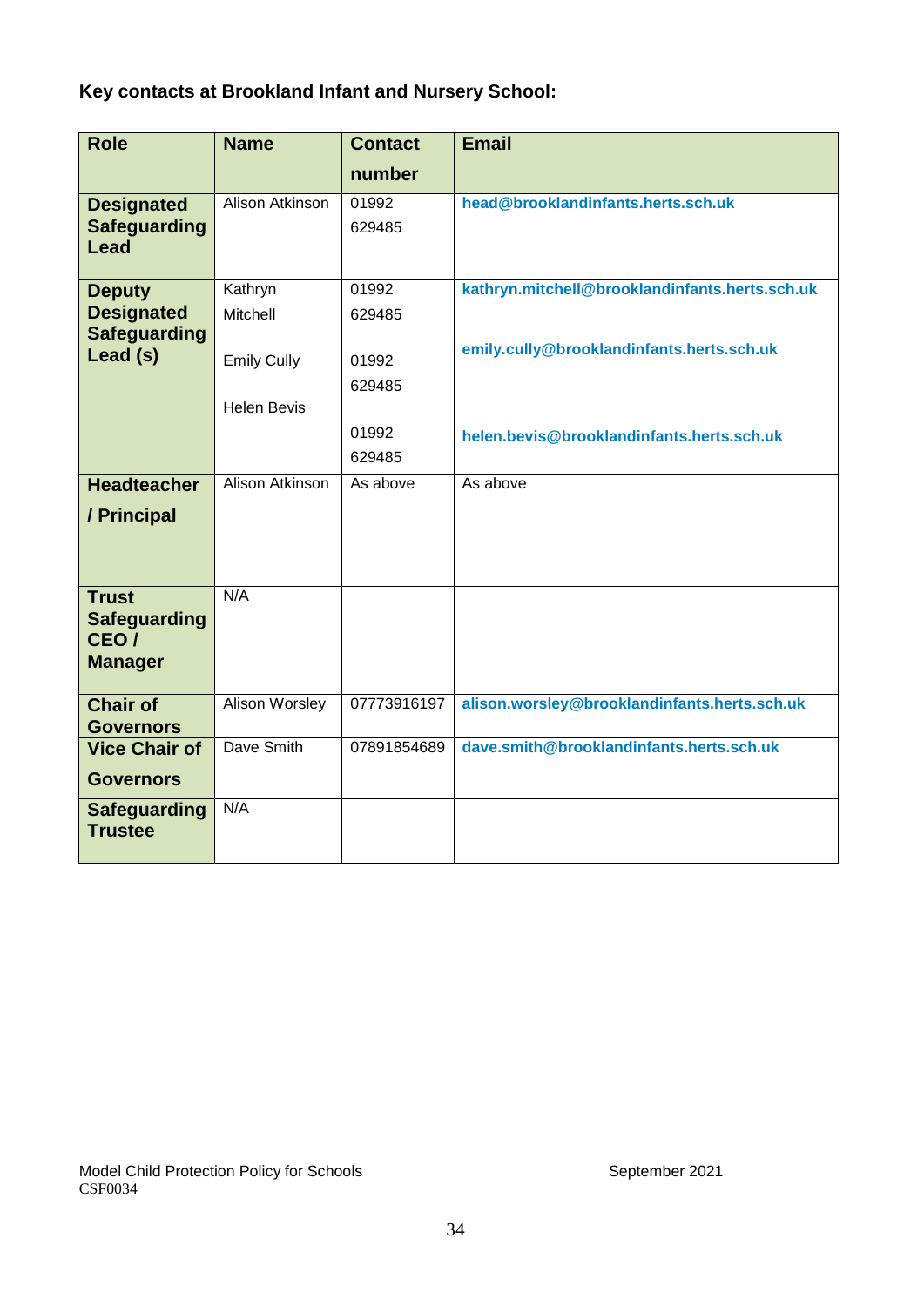**Key contacts at Brookland Infant and Nursery School:**

| Role | Name | Contact number | Email |
|---|---|---|---|
| **Designated Safeguarding Lead** | Alison Atkinson | 01992 629485 | head@brooklandinfants.herts.sch.uk |
| **Deputy Designated Safeguarding Lead (s)** | Kathryn Mitchell<br><br>Emily Cully<br><br>Helen Bevis | 01992 629485<br><br>01992 629485<br><br>01992 629485 | kathryn.mitchell@brooklandinfants.herts.sch.uk<br><br>emily.cully@brooklandinfants.herts.sch.uk<br><br>helen.bevis@brooklandinfants.herts.sch.uk |
| **Headteacher / Principal** | Alison Atkinson | As above | As above |
| **Trust Safeguarding CEO / Manager** | N/A | | |
| **Chair of Governors** | Alison Worsley | 07773916197 | alison.worsley@brooklandinfants.herts.sch.uk |
| **Vice Chair of Governors** | Dave Smith | 07891854689 | dave.smith@brooklandinfants.herts.sch.uk |
| **Safeguarding Trustee** | N/A | | |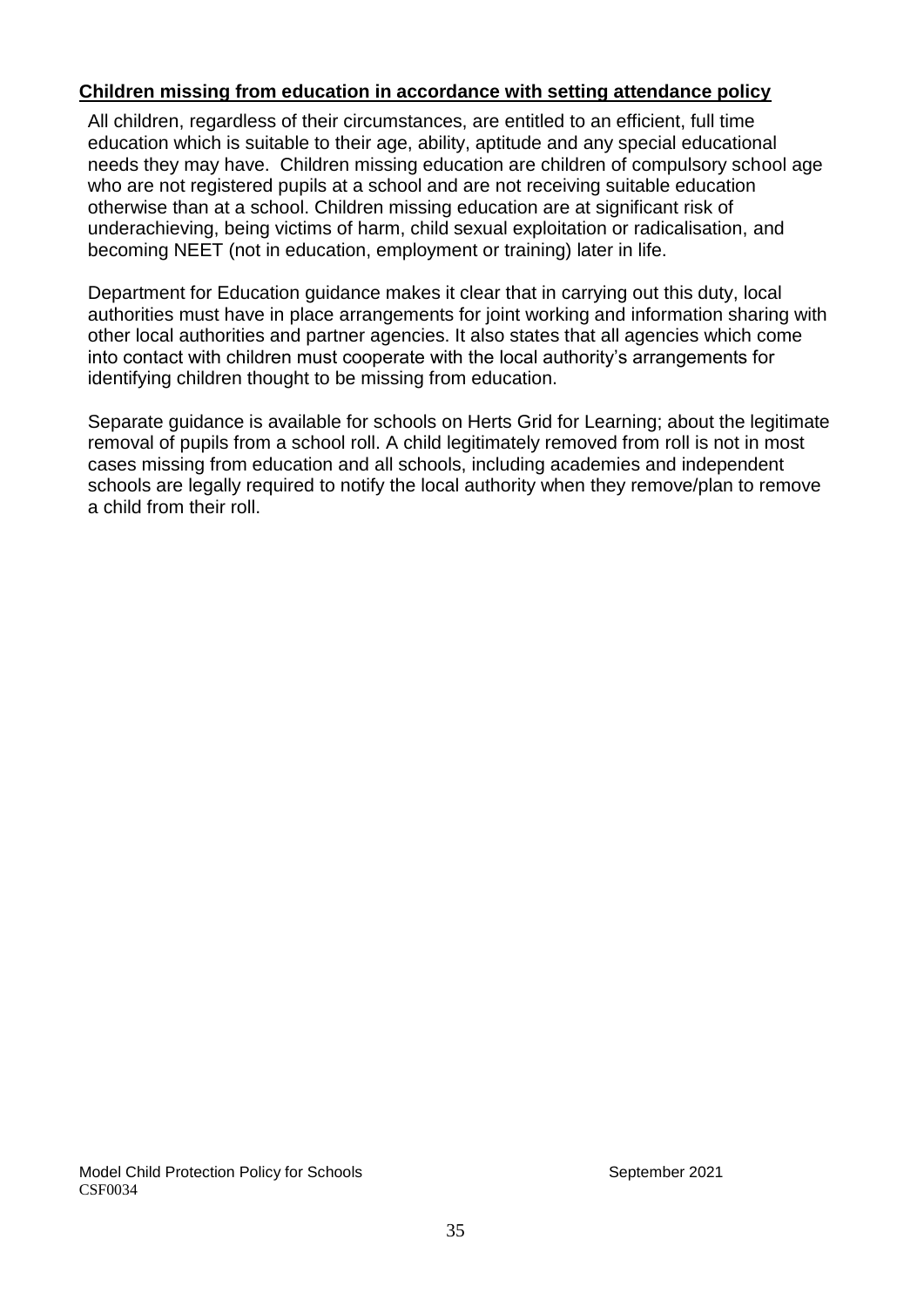**Children missing from education in accordance with setting attendance policy**

All children, regardless of their circumstances, are entitled to an efficient, full time education which is suitable to their age, ability, aptitude and any special educational needs they may have. Children missing education are children of compulsory school age who are not registered pupils at a school and are not receiving suitable education otherwise than at a school. Children missing education are at significant risk of underachieving, being victims of harm, child sexual exploitation or radicalisation, and becoming NEET (not in education, employment or training) later in life.

Department for Education guidance makes it clear that in carrying out this duty, local authorities must have in place arrangements for joint working and information sharing with other local authorities and partner agencies. It also states that all agencies which come into contact with children must cooperate with the local authority's arrangements for identifying children thought to be missing from education.

Separate guidance is available for schools on Herts Grid for Learning; about the legitimate removal of pupils from a school roll. A child legitimately removed from roll is not in most cases missing from education and all schools, including academies and independent schools are legally required to notify the local authority when they remove/plan to remove a child from their roll.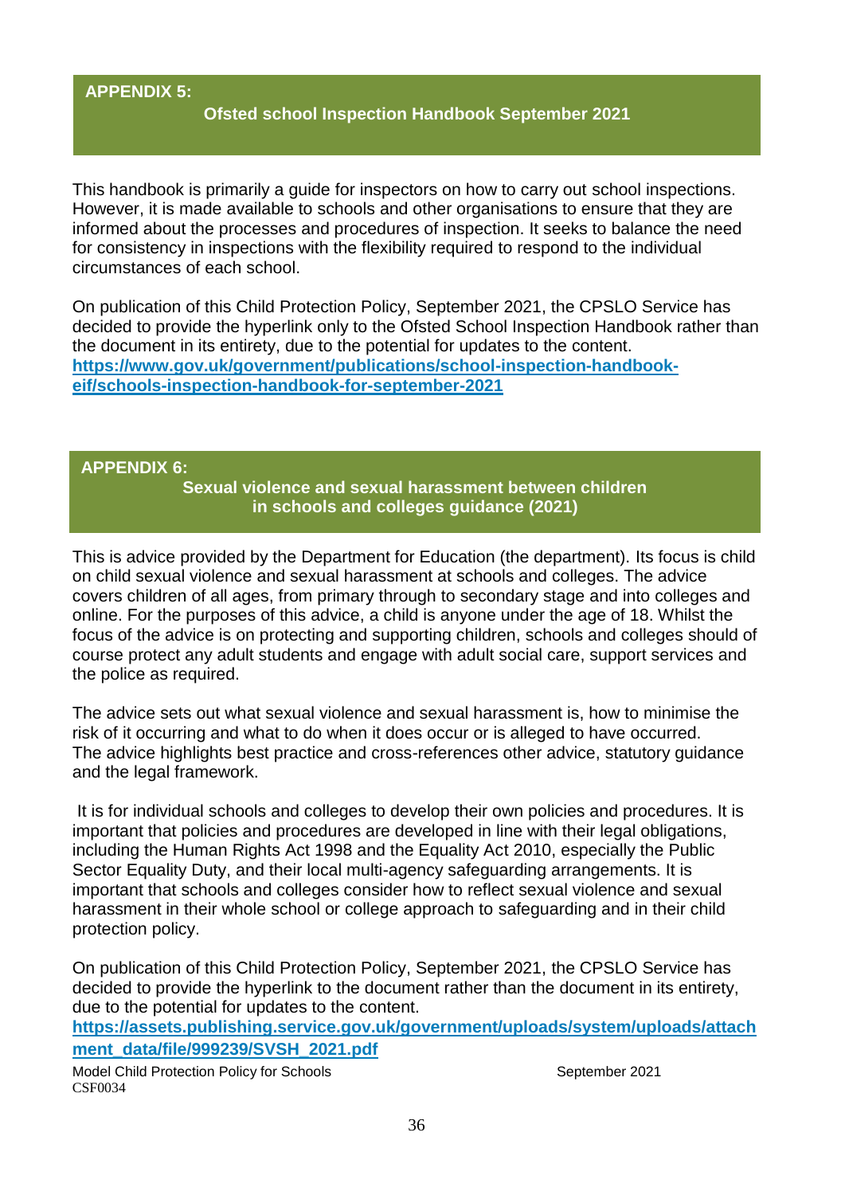## APPENDIX 5:

### Ofsted school Inspection Handbook September 2021

This handbook is primarily a guide for inspectors on how to carry out school inspections. However, it is made available to schools and other organisations to ensure that they are informed about the processes and procedures of inspection. It seeks to balance the need for consistency in inspections with the flexibility required to respond to the individual circumstances of each school.

On publication of this Child Protection Policy, September 2021, the CPSLO Service has decided to provide the hyperlink only to the Ofsted School Inspection Handbook rather than the document in its entirety, due to the potential for updates to the content.
**https://www.gov.uk/government/publications/school-inspection-handbook-eif/schools-inspection-handbook-for-september-2021**

## APPENDIX 6:

### Sexual violence and sexual harassment between children in schools and colleges guidance (2021)

This is advice provided by the Department for Education (the department). Its focus is child on child sexual violence and sexual harassment at schools and colleges. The advice covers children of all ages, from primary through to secondary stage and into colleges and online. For the purposes of this advice, a child is anyone under the age of 18. Whilst the focus of the advice is on protecting and supporting children, schools and colleges should of course protect any adult students and engage with adult social care, support services and the police as required.

The advice sets out what sexual violence and sexual harassment is, how to minimise the risk of it occurring and what to do when it does occur or is alleged to have occurred. The advice highlights best practice and cross-references other advice, statutory guidance and the legal framework.

It is for individual schools and colleges to develop their own policies and procedures. It is important that policies and procedures are developed in line with their legal obligations, including the Human Rights Act 1998 and the Equality Act 2010, especially the Public Sector Equality Duty, and their local multi-agency safeguarding arrangements. It is important that schools and colleges consider how to reflect sexual violence and sexual harassment in their whole school or college approach to safeguarding and in their child protection policy.

On publication of this Child Protection Policy, September 2021, the CPSLO Service has decided to provide the hyperlink to the document rather than the document in its entirety, due to the potential for updates to the content.
**https://assets.publishing.service.gov.uk/government/uploads/system/uploads/attachment_data/file/999239/SVSH_2021.pdf**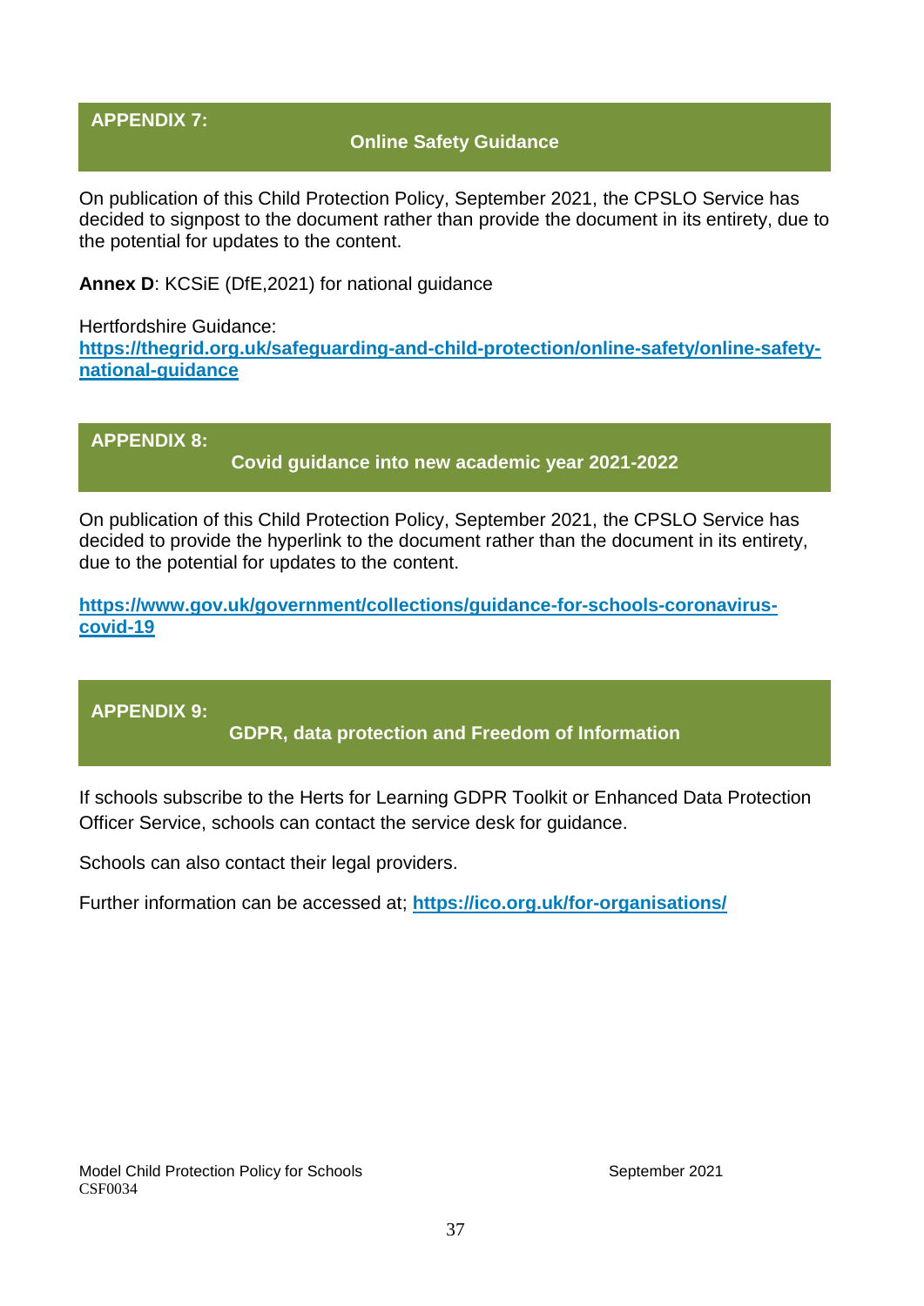## APPENDIX 7: Online Safety Guidance

On publication of this Child Protection Policy, September 2021, the CPSLO Service has decided to signpost to the document rather than provide the document in its entirety, due to the potential for updates to the content.

**Annex D**: KCSiE (DfE,2021) for national guidance

Hertfordshire Guidance:
**https://thegrid.org.uk/safeguarding-and-child-protection/online-safety/online-safety-national-guidance**

## APPENDIX 8: Covid guidance into new academic year 2021-2022

On publication of this Child Protection Policy, September 2021, the CPSLO Service has decided to provide the hyperlink to the document rather than the document in its entirety, due to the potential for updates to the content.

**https://www.gov.uk/government/collections/guidance-for-schools-coronavirus-covid-19**

## APPENDIX 9: GDPR, data protection and Freedom of Information

If schools subscribe to the Herts for Learning GDPR Toolkit or Enhanced Data Protection Officer Service, schools can contact the service desk for guidance.

Schools can also contact their legal providers.

Further information can be accessed at; **https://ico.org.uk/for-organisations/**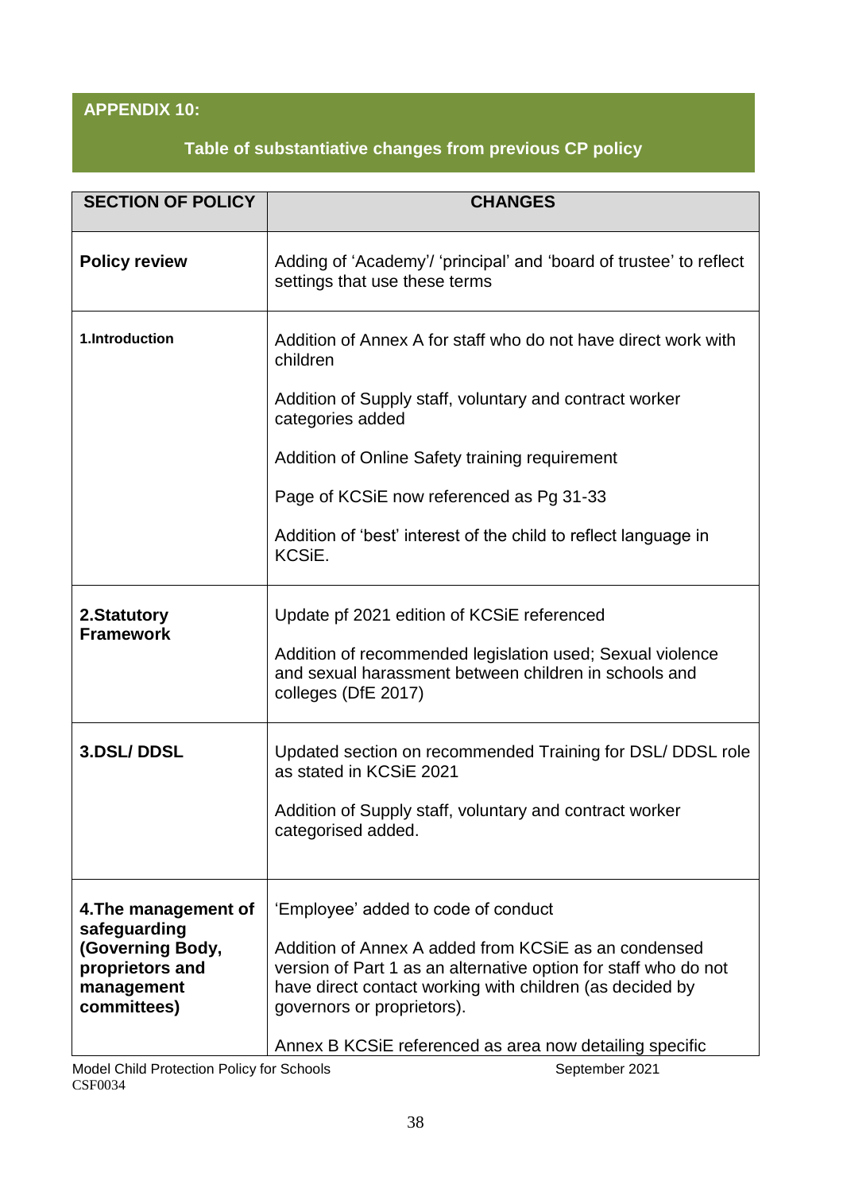## APPENDIX 10:

### Table of substantiative changes from previous CP policy

| SECTION OF POLICY | CHANGES |
|---|---|
| **Policy review** | Adding of 'Academy'/ 'principal' and 'board of trustee' to reflect settings that use these terms |
| **1.Introduction** | Addition of Annex A for staff who do not have direct work with children<br><br>Addition of Supply staff, voluntary and contract worker categories added<br><br>Addition of Online Safety training requirement<br><br>Page of KCSiE now referenced as Pg 31-33<br><br>Addition of 'best' interest of the child to reflect language in KCSiE. |
| **2.Statutory Framework** | Update pf 2021 edition of KCSiE referenced<br><br>Addition of recommended legislation used; Sexual violence and sexual harassment between children in schools and colleges (DfE 2017) |
| **3.DSL/ DDSL** | Updated section on recommended Training for DSL/ DDSL role as stated in KCSiE 2021<br><br>Addition of Supply staff, voluntary and contract worker categorised added. |
| **4.The management of safeguarding (Governing Body, proprietors and management committees)** | 'Employee' added to code of conduct<br><br>Addition of Annex A added from KCSiE as an condensed version of Part 1 as an alternative option for staff who do not have direct contact working with children (as decided by governors or proprietors).<br><br>Annex B KCSiE referenced as area now detailing specific |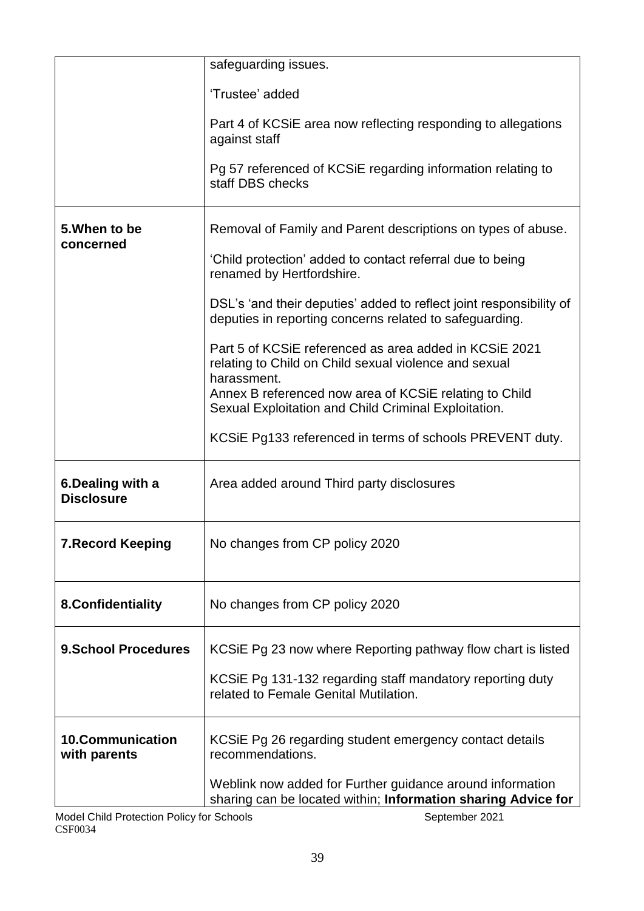| | |
|---|---|
| | safeguarding issues.<br><br>'Trustee' added<br><br>Part 4 of KCSiE area now reflecting responding to allegations against staff<br><br>Pg 57 referenced of KCSiE regarding information relating to staff DBS checks |
| **5.When to be concerned** | Removal of Family and Parent descriptions on types of abuse.<br><br>'Child protection' added to contact referral due to being renamed by Hertfordshire.<br><br>DSL's 'and their deputies' added to reflect joint responsibility of deputies in reporting concerns related to safeguarding.<br><br>Part 5 of KCSiE referenced as area added in KCSiE 2021 relating to Child on Child sexual violence and sexual harassment.<br>Annex B referenced now area of KCSiE relating to Child Sexual Exploitation and Child Criminal Exploitation.<br><br>KCSiE Pg133 referenced in terms of schools PREVENT duty. |
| **6.Dealing with a Disclosure** | Area added around Third party disclosures |
| **7.Record Keeping** | No changes from CP policy 2020 |
| **8.Confidentiality** | No changes from CP policy 2020 |
| **9.School Procedures** | KCSiE Pg 23 now where Reporting pathway flow chart is listed<br><br>KCSiE Pg 131-132 regarding staff mandatory reporting duty related to Female Genital Mutilation. |
| **10.Communication with parents** | KCSiE Pg 26 regarding student emergency contact details recommendations.<br><br>Weblink now added for Further guidance around information sharing can be located within; **Information sharing Advice for** |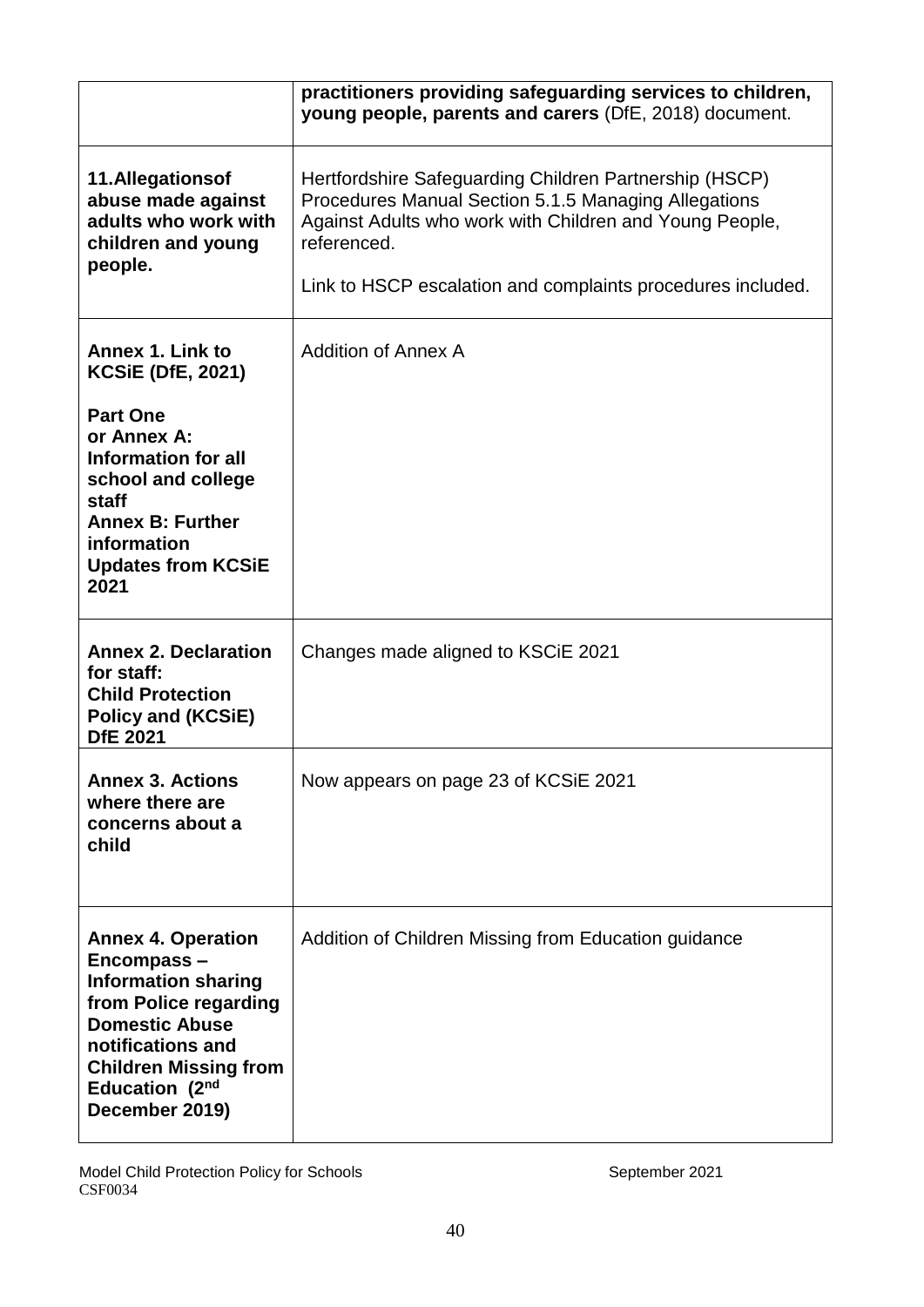|  |  |
| --- | --- |
|  | **practitioners providing safeguarding services to children, young people, parents and carers** (DfE, 2018) document. |
| **11.Allegationsof abuse made against adults who work with children and young people.** | Hertfordshire Safeguarding Children Partnership (HSCP) Procedures Manual Section 5.1.5 Managing Allegations Against Adults who work with Children and Young People, referenced.<br><br>Link to HSCP escalation and complaints procedures included. |
| **Annex 1. Link to KCSiE (DfE, 2021)**<br><br>**Part One or Annex A: Information for all school and college staff**<br>**Annex B: Further information**<br>**Updates from KCSiE 2021** | Addition of Annex A |
| **Annex 2. Declaration for staff: Child Protection Policy and (KCSiE) DfE 2021** | Changes made aligned to KSCiE 2021 |
| **Annex 3. Actions where there are concerns about a child** | Now appears on page 23 of KCSiE 2021 |
| **Annex 4. Operation Encompass – Information sharing from Police regarding Domestic Abuse notifications and Children Missing from Education (2nd December 2019)** | Addition of Children Missing from Education guidance |

Model Child Protection Policy for Schools September 2021
CSF0034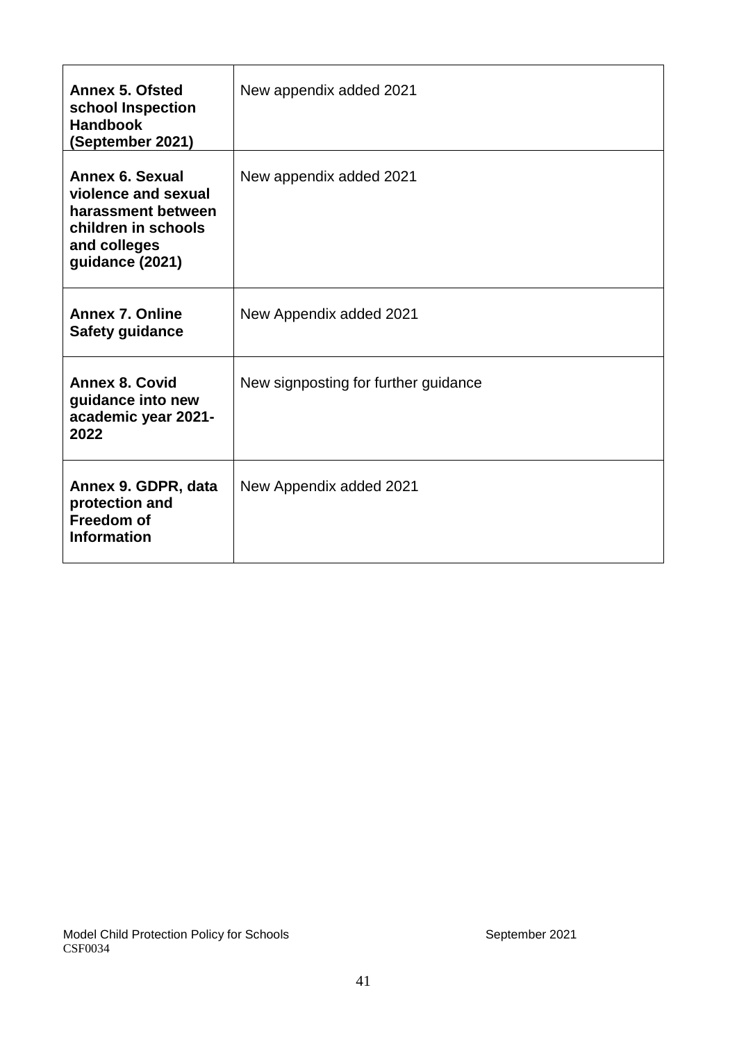| | |
|---|---|
| **Annex 5. Ofsted school Inspection Handbook (September 2021)** | New appendix added 2021 |
| **Annex 6. Sexual violence and sexual harassment between children in schools and colleges guidance (2021)** | New appendix added 2021 |
| **Annex 7. Online Safety guidance** | New Appendix added 2021 |
| **Annex 8. Covid guidance into new academic year 2021-2022** | New signposting for further guidance |
| **Annex 9. GDPR, data protection and Freedom of Information** | New Appendix added 2021 |